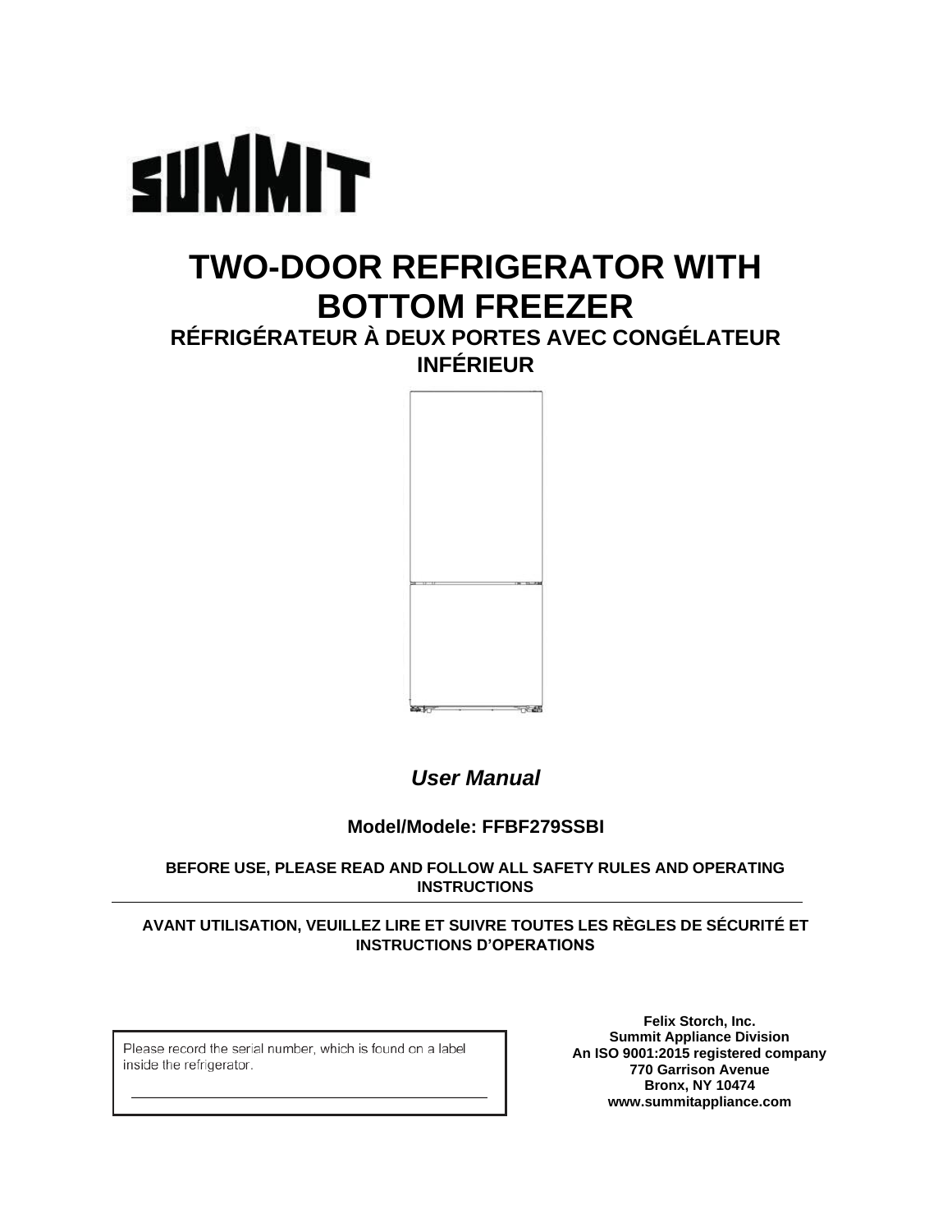SUMMIT

# TWO-DOOR REFRIGERATOR WITH BOTTOM FREEZER

## RÉFRIGÉRATEUR À DEUX PORTES AVEC CONGÉLATEUR INFÉRIEUR

***User Manual***

**Model/Modele: FFBF279SSBI**

**BEFORE USE, PLEASE READ AND FOLLOW ALL SAFETY RULES AND OPERATING INSTRUCTIONS**

---

**AVANT UTILISATION, VEUILLEZ LIRE ET SUIVRE TOUTES LES RÈGLES DE SÉCURITÉ ET INSTRUCTIONS D'OPERATIONS**

Please record the serial number, which is found on a label inside the refrigerator.

\_\_\_\_\_\_\_\_\_\_\_\_\_\_\_\_\_\_\_\_\_\_\_\_\_\_\_\_\_\_\_\_\_\_\_\_\_\_\_\_

**Felix Storch, Inc.**
**Summit Appliance Division**
**An ISO 9001:2015 registered company**
**770 Garrison Avenue**
**Bronx, NY 10474**
**www.summitappliance.com**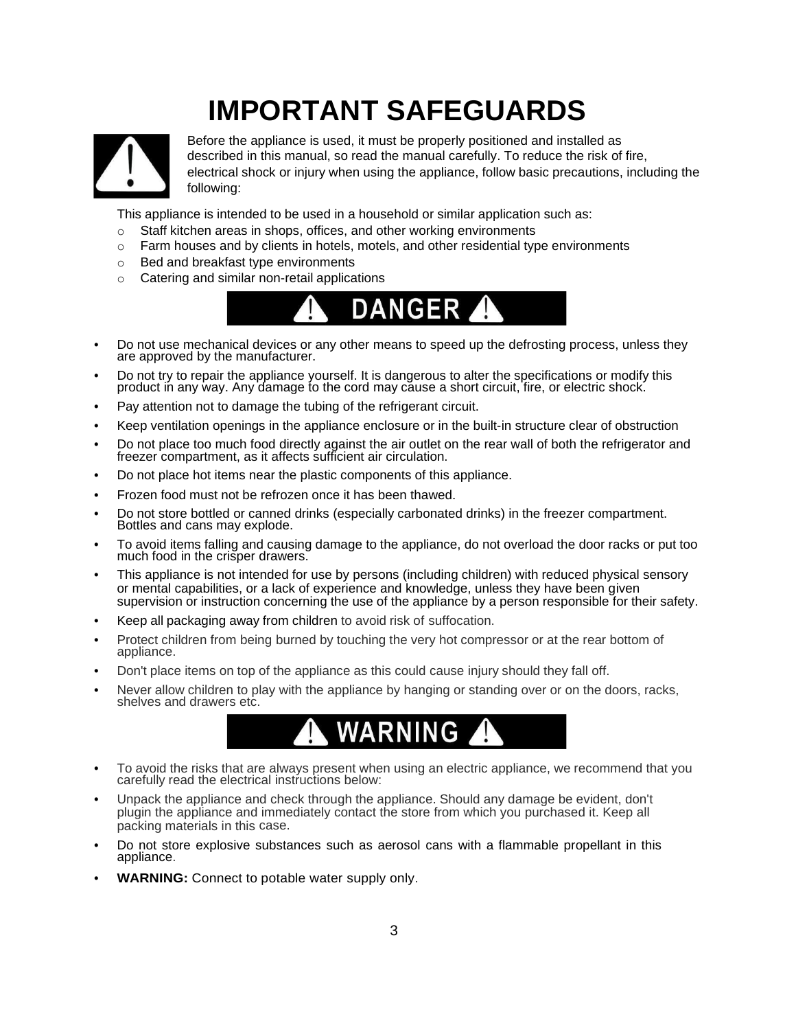# IMPORTANT SAFEGUARDS

Before the appliance is used, it must be properly positioned and installed as described in this manual, so read the manual carefully. To reduce the risk of fire, electrical shock or injury when using the appliance, follow basic precautions, including the following:

This appliance is intended to be used in a household or similar application such as:

- Staff kitchen areas in shops, offices, and other working environments
- Farm houses and by clients in hotels, motels, and other residential type environments
- Bed and breakfast type environments
- Catering and similar non-retail applications

## ⚠ DANGER ⚠

- Do not use mechanical devices or any other means to speed up the defrosting process, unless they are approved by the manufacturer.
- Do not try to repair the appliance yourself. It is dangerous to alter the specifications or modify this product in any way. Any damage to the cord may cause a short circuit, fire, or electric shock.
- Pay attention not to damage the tubing of the refrigerant circuit.
- Keep ventilation openings in the appliance enclosure or in the built-in structure clear of obstruction
- Do not place too much food directly against the air outlet on the rear wall of both the refrigerator and freezer compartment, as it affects sufficient air circulation.
- Do not place hot items near the plastic components of this appliance.
- Frozen food must not be refrozen once it has been thawed.
- Do not store bottled or canned drinks (especially carbonated drinks) in the freezer compartment. Bottles and cans may explode.
- To avoid items falling and causing damage to the appliance, do not overload the door racks or put too much food in the crisper drawers.
- This appliance is not intended for use by persons (including children) with reduced physical sensory or mental capabilities, or a lack of experience and knowledge, unless they have been given supervision or instruction concerning the use of the appliance by a person responsible for their safety.
- Keep all packaging away from children to avoid risk of suffocation.
- Protect children from being burned by touching the very hot compressor or at the rear bottom of appliance.
- Don't place items on top of the appliance as this could cause injury should they fall off.
- Never allow children to play with the appliance by hanging or standing over or on the doors, racks, shelves and drawers etc.

## ⚠ WARNING ⚠

- To avoid the risks that are always present when using an electric appliance, we recommend that you carefully read the electrical instructions below:
- Unpack the appliance and check through the appliance. Should any damage be evident, don't plugin the appliance and immediately contact the store from which you purchased it. Keep all packing materials in this case.
- Do not store explosive substances such as aerosol cans with a flammable propellant in this appliance.
- **WARNING:** Connect to potable water supply only.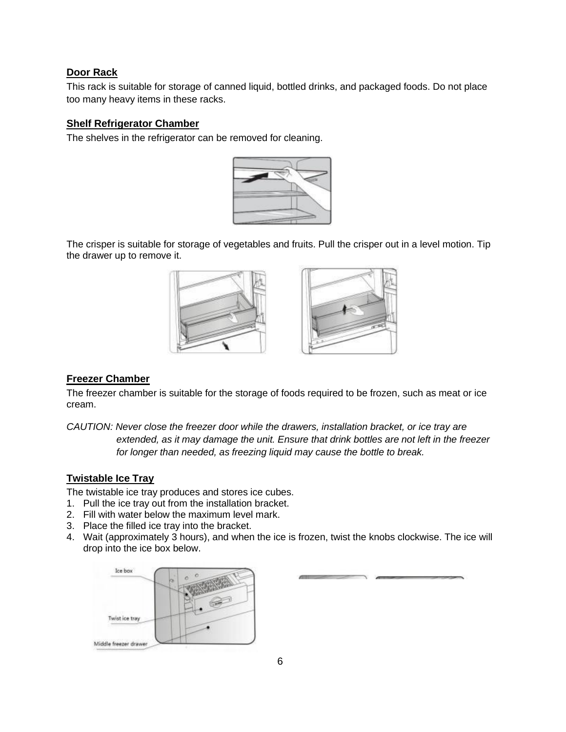## Door Rack

This rack is suitable for storage of canned liquid, bottled drinks, and packaged foods. Do not place too many heavy items in these racks.

## Shelf Refrigerator Chamber

The shelves in the refrigerator can be removed for cleaning.

The crisper is suitable for storage of vegetables and fruits. Pull the crisper out in a level motion. Tip the drawer up to remove it.

## Freezer Chamber

The freezer chamber is suitable for the storage of foods required to be frozen, such as meat or ice cream.

*CAUTION: Never close the freezer door while the drawers, installation bracket, or ice tray are extended, as it may damage the unit. Ensure that drink bottles are not left in the freezer for longer than needed, as freezing liquid may cause the bottle to break.*

## Twistable Ice Tray

The twistable ice tray produces and stores ice cubes.

1. Pull the ice tray out from the installation bracket.
2. Fill with water below the maximum level mark.
3. Place the filled ice tray into the bracket.
4. Wait (approximately 3 hours), and when the ice is frozen, twist the knobs clockwise. The ice will drop into the ice box below.

Ice box

Twist ice tray

Middle freezer drawer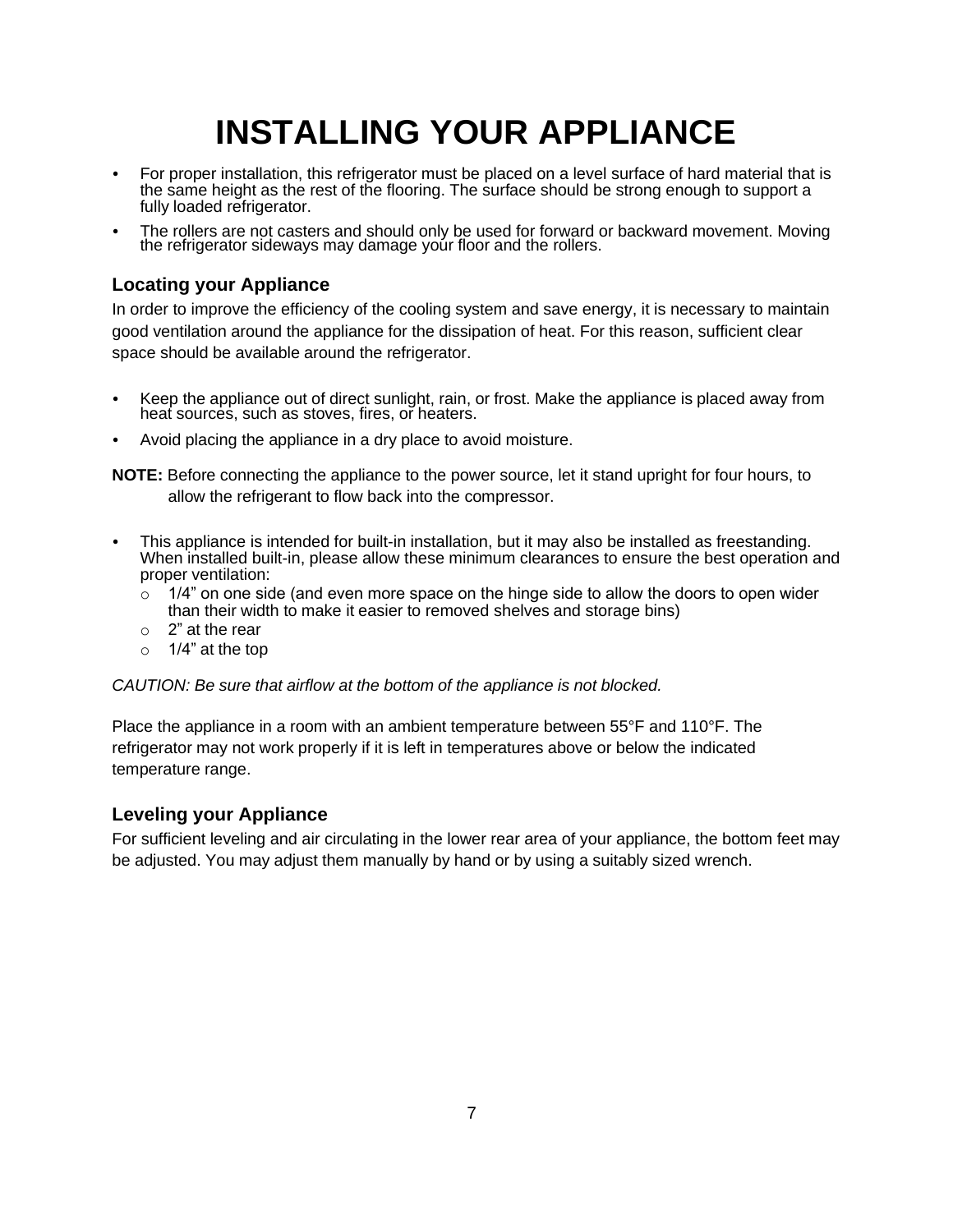# INSTALLING YOUR APPLIANCE

- For proper installation, this refrigerator must be placed on a level surface of hard material that is the same height as the rest of the flooring. The surface should be strong enough to support a fully loaded refrigerator.
- The rollers are not casters and should only be used for forward or backward movement. Moving the refrigerator sideways may damage your floor and the rollers.

## Locating your Appliance

In order to improve the efficiency of the cooling system and save energy, it is necessary to maintain good ventilation around the appliance for the dissipation of heat. For this reason, sufficient clear space should be available around the refrigerator.

- Keep the appliance out of direct sunlight, rain, or frost. Make the appliance is placed away from heat sources, such as stoves, fires, or heaters.
- Avoid placing the appliance in a dry place to avoid moisture.

**NOTE:** Before connecting the appliance to the power source, let it stand upright for four hours, to allow the refrigerant to flow back into the compressor.

- This appliance is intended for built-in installation, but it may also be installed as freestanding. When installed built-in, please allow these minimum clearances to ensure the best operation and proper ventilation:
  - 1/4" on one side (and even more space on the hinge side to allow the doors to open wider than their width to make it easier to removed shelves and storage bins)
  - 2" at the rear
  - 1/4" at the top

*CAUTION: Be sure that airflow at the bottom of the appliance is not blocked.*

Place the appliance in a room with an ambient temperature between 55°F and 110°F. The refrigerator may not work properly if it is left in temperatures above or below the indicated temperature range.

## Leveling your Appliance

For sufficient leveling and air circulating in the lower rear area of your appliance, the bottom feet may be adjusted. You may adjust them manually by hand or by using a suitably sized wrench.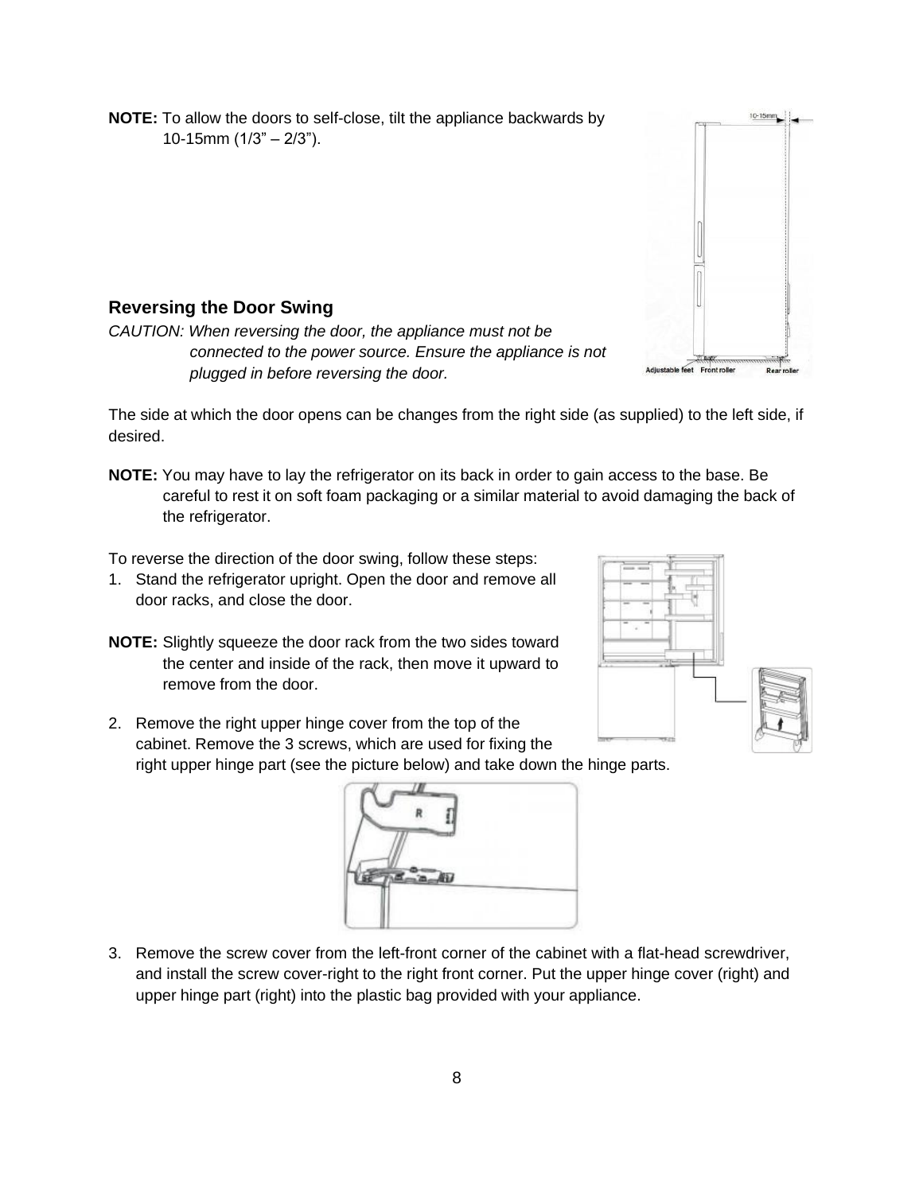**NOTE:** To allow the doors to self-close, tilt the appliance backwards by 10-15mm (1/3" – 2/3").

## Reversing the Door Swing

*CAUTION: When reversing the door, the appliance must not be connected to the power source. Ensure the appliance is not plugged in before reversing the door.*

The side at which the door opens can be changes from the right side (as supplied) to the left side, if desired.

**NOTE:** You may have to lay the refrigerator on its back in order to gain access to the base. Be careful to rest it on soft foam packaging or a similar material to avoid damaging the back of the refrigerator.

To reverse the direction of the door swing, follow these steps:

1. Stand the refrigerator upright. Open the door and remove all door racks, and close the door.

**NOTE:** Slightly squeeze the door rack from the two sides toward the center and inside of the rack, then move it upward to remove from the door.

2. Remove the right upper hinge cover from the top of the cabinet. Remove the 3 screws, which are used for fixing the right upper hinge part (see the picture below) and take down the hinge parts.

3. Remove the screw cover from the left-front corner of the cabinet with a flat-head screwdriver, and install the screw cover-right to the right front corner. Put the upper hinge cover (right) and upper hinge part (right) into the plastic bag provided with your appliance.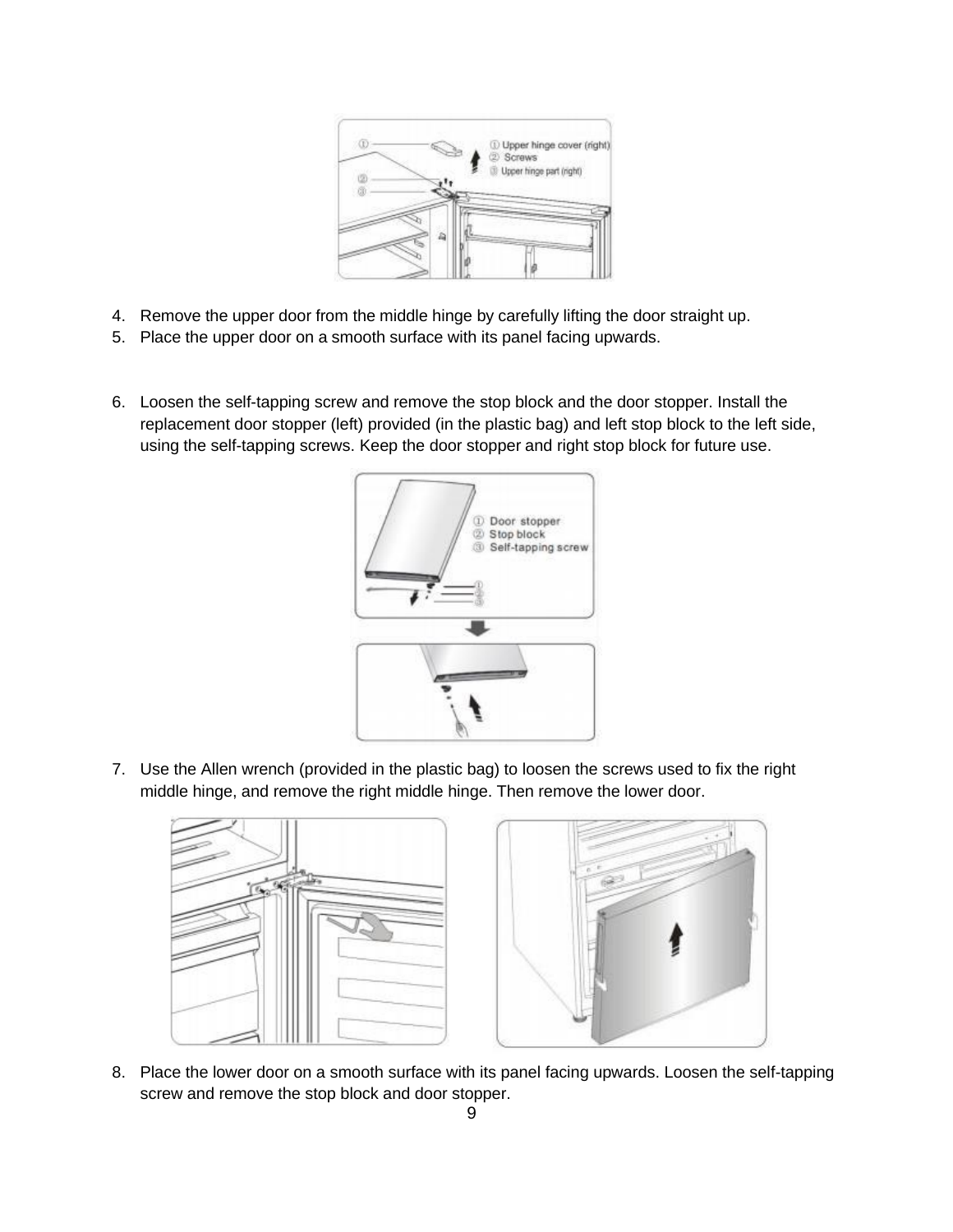4. Remove the upper door from the middle hinge by carefully lifting the door straight up.
5. Place the upper door on a smooth surface with its panel facing upwards.

6. Loosen the self-tapping screw and remove the stop block and the door stopper. Install the replacement door stopper (left) provided (in the plastic bag) and left stop block to the left side, using the self-tapping screws. Keep the door stopper and right stop block for future use.

7. Use the Allen wrench (provided in the plastic bag) to loosen the screws used to fix the right middle hinge, and remove the right middle hinge. Then remove the lower door.

8. Place the lower door on a smooth surface with its panel facing upwards. Loosen the self-tapping screw and remove the stop block and door stopper.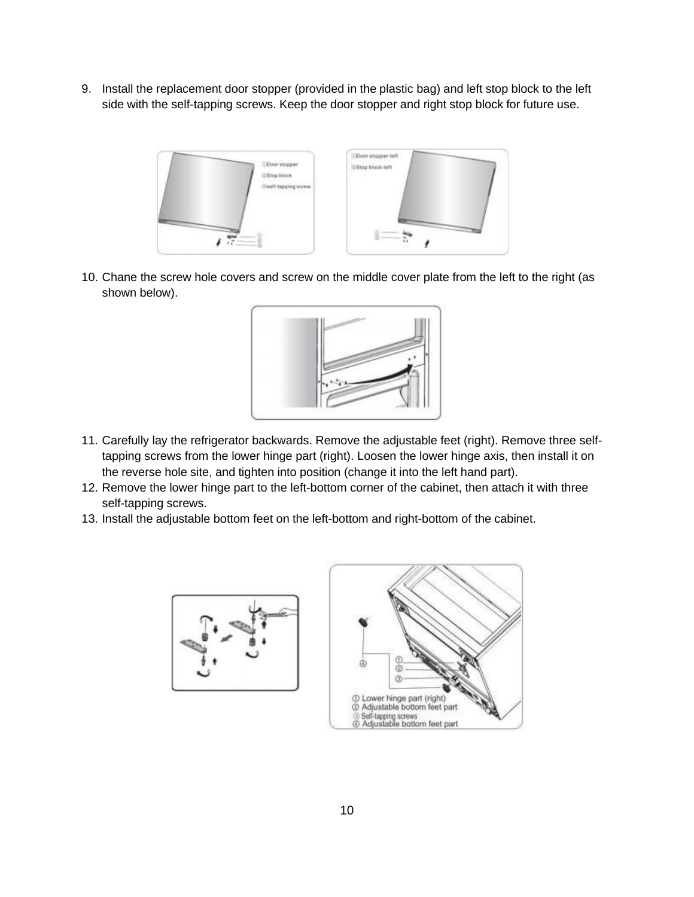9. Install the replacement door stopper (provided in the plastic bag) and left stop block to the left side with the self-tapping screws. Keep the door stopper and right stop block for future use.

10. Chane the screw hole covers and screw on the middle cover plate from the left to the right (as shown below).

11. Carefully lay the refrigerator backwards. Remove the adjustable feet (right). Remove three self-tapping screws from the lower hinge part (right). Loosen the lower hinge axis, then install it on the reverse hole site, and tighten into position (change it into the left hand part).
12. Remove the lower hinge part to the left-bottom corner of the cabinet, then attach it with three self-tapping screws.
13. Install the adjustable bottom feet on the left-bottom and right-bottom of the cabinet.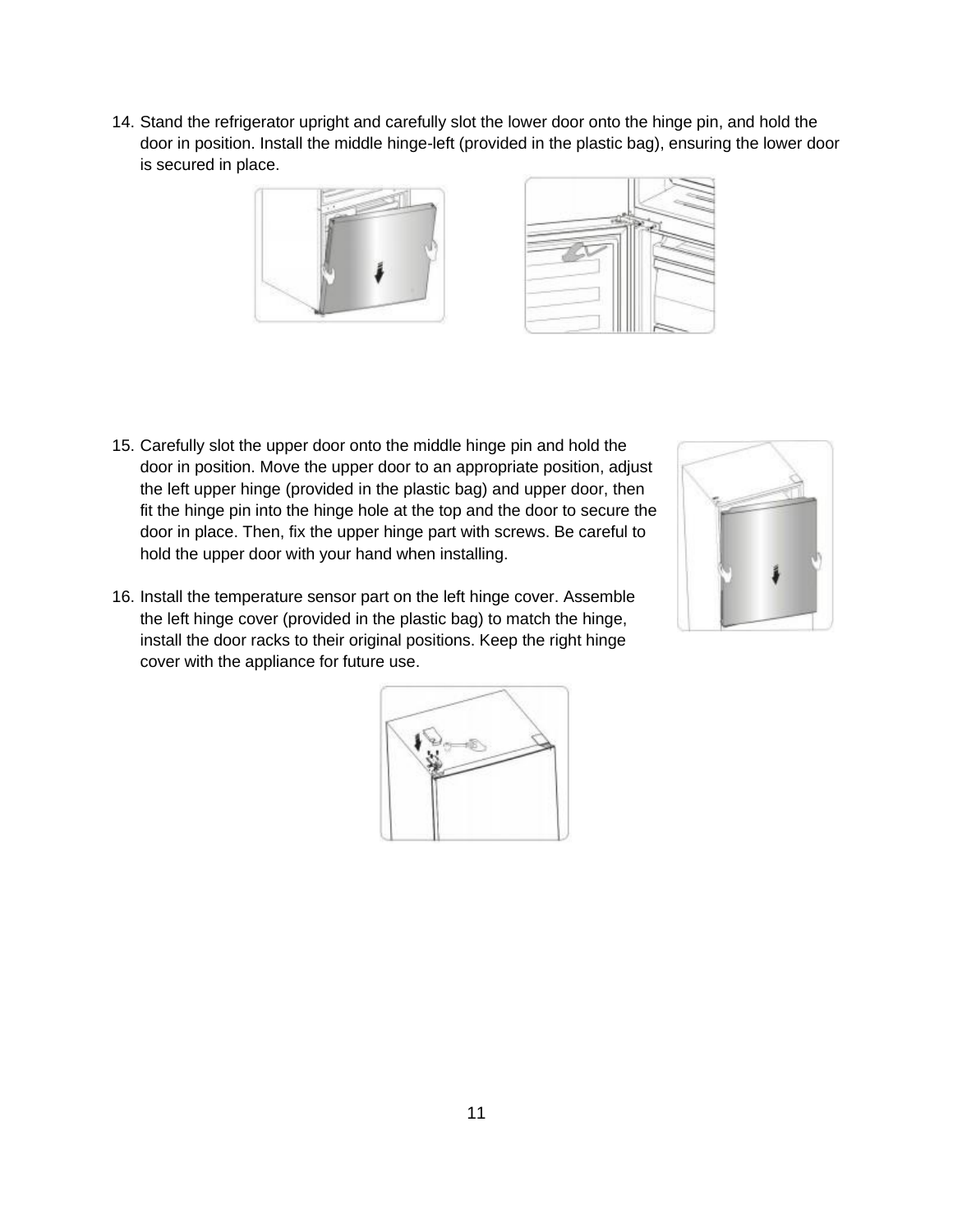14. Stand the refrigerator upright and carefully slot the lower door onto the hinge pin, and hold the door in position. Install the middle hinge-left (provided in the plastic bag), ensuring the lower door is secured in place.

15. Carefully slot the upper door onto the middle hinge pin and hold the door in position. Move the upper door to an appropriate position, adjust the left upper hinge (provided in the plastic bag) and upper door, then fit the hinge pin into the hinge hole at the top and the door to secure the door in place. Then, fix the upper hinge part with screws. Be careful to hold the upper door with your hand when installing.

16. Install the temperature sensor part on the left hinge cover. Assemble the left hinge cover (provided in the plastic bag) to match the hinge, install the door racks to their original positions. Keep the right hinge cover with the appliance for future use.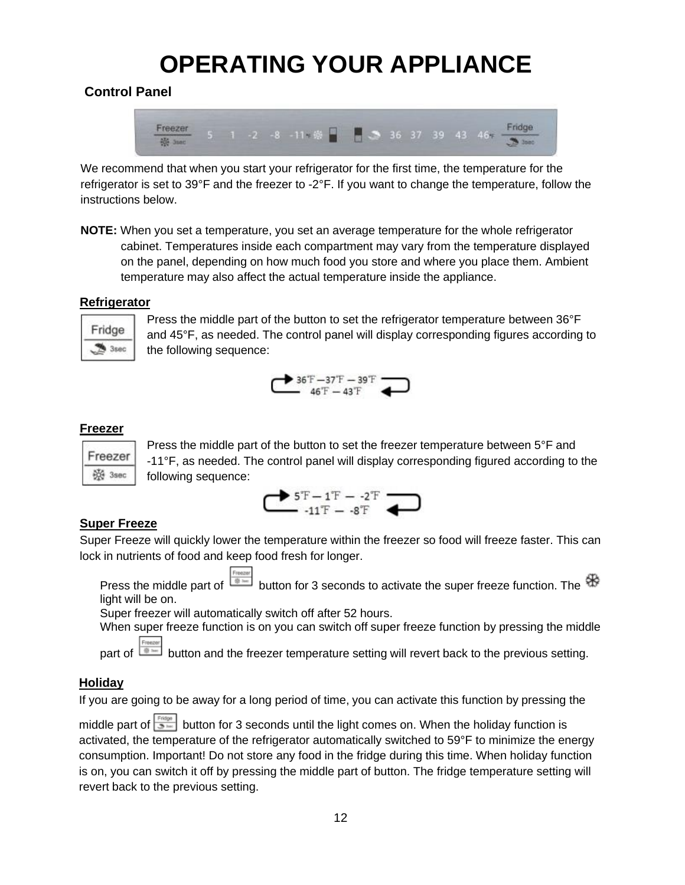# OPERATING YOUR APPLIANCE

## Control Panel

We recommend that when you start your refrigerator for the first time, the temperature for the refrigerator is set to 39°F and the freezer to -2°F. If you want to change the temperature, follow the instructions below.

**NOTE:** When you set a temperature, you set an average temperature for the whole refrigerator cabinet. Temperatures inside each compartment may vary from the temperature displayed on the panel, depending on how much food you store and where you place them. Ambient temperature may also affect the actual temperature inside the appliance.

### Refrigerator

Press the middle part of the button to set the refrigerator temperature between 36°F and 45°F, as needed. The control panel will display corresponding figures according to the following sequence:

36°F — 37°F — 39°F — 43°F — 46°F

### Freezer

Press the middle part of the button to set the freezer temperature between 5°F and -11°F, as needed. The control panel will display corresponding figured according to the following sequence:

5°F — 1°F — -2°F — -8°F — -11°F

### Super Freeze

Super Freeze will quickly lower the temperature within the freezer so food will freeze faster. This can lock in nutrients of food and keep food fresh for longer.

Press the middle part of Freezer button for 3 seconds to activate the super freeze function. The light will be on.
Super freezer will automatically switch off after 52 hours.
When super freeze function is on you can switch off super freeze function by pressing the middle part of Freezer button and the freezer temperature setting will revert back to the previous setting.

### Holiday

If you are going to be away for a long period of time, you can activate this function by pressing the middle part of Fridge button for 3 seconds until the light comes on. When the holiday function is activated, the temperature of the refrigerator automatically switched to 59°F to minimize the energy consumption. Important! Do not store any food in the fridge during this time. When holiday function is on, you can switch it off by pressing the middle part of button. The fridge temperature setting will revert back to the previous setting.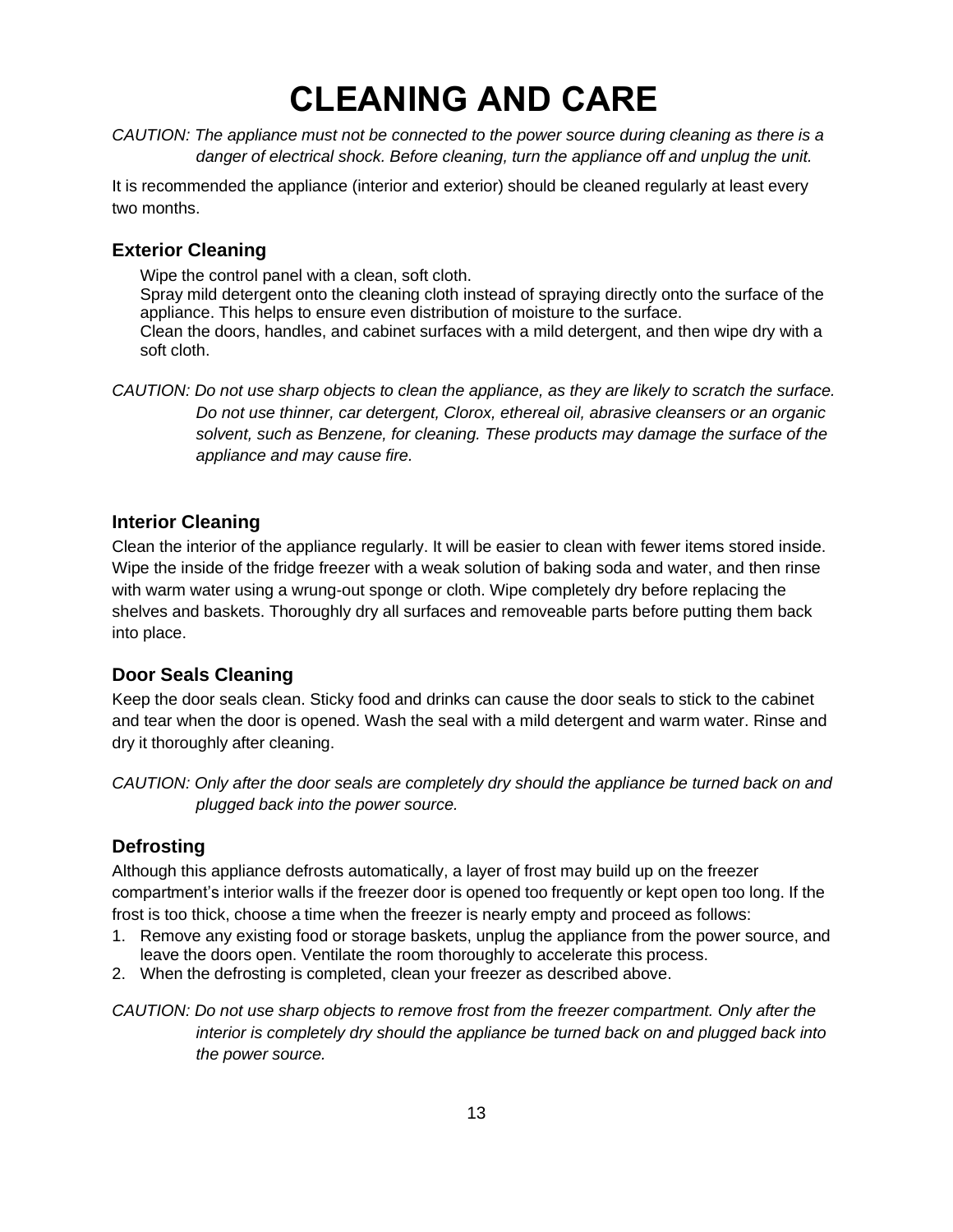# CLEANING AND CARE

*CAUTION: The appliance must not be connected to the power source during cleaning as there is a danger of electrical shock. Before cleaning, turn the appliance off and unplug the unit.*

It is recommended the appliance (interior and exterior) should be cleaned regularly at least every two months.

## Exterior Cleaning

Wipe the control panel with a clean, soft cloth.
Spray mild detergent onto the cleaning cloth instead of spraying directly onto the surface of the appliance. This helps to ensure even distribution of moisture to the surface.
Clean the doors, handles, and cabinet surfaces with a mild detergent, and then wipe dry with a soft cloth.

*CAUTION: Do not use sharp objects to clean the appliance, as they are likely to scratch the surface. Do not use thinner, car detergent, Clorox, ethereal oil, abrasive cleansers or an organic solvent, such as Benzene, for cleaning. These products may damage the surface of the appliance and may cause fire.*

## Interior Cleaning

Clean the interior of the appliance regularly. It will be easier to clean with fewer items stored inside. Wipe the inside of the fridge freezer with a weak solution of baking soda and water, and then rinse with warm water using a wrung-out sponge or cloth. Wipe completely dry before replacing the shelves and baskets. Thoroughly dry all surfaces and removeable parts before putting them back into place.

## Door Seals Cleaning

Keep the door seals clean. Sticky food and drinks can cause the door seals to stick to the cabinet and tear when the door is opened. Wash the seal with a mild detergent and warm water. Rinse and dry it thoroughly after cleaning.

*CAUTION: Only after the door seals are completely dry should the appliance be turned back on and plugged back into the power source.*

## Defrosting

Although this appliance defrosts automatically, a layer of frost may build up on the freezer compartment's interior walls if the freezer door is opened too frequently or kept open too long. If the frost is too thick, choose a time when the freezer is nearly empty and proceed as follows:

1. Remove any existing food or storage baskets, unplug the appliance from the power source, and leave the doors open. Ventilate the room thoroughly to accelerate this process.
2. When the defrosting is completed, clean your freezer as described above.

*CAUTION: Do not use sharp objects to remove frost from the freezer compartment. Only after the interior is completely dry should the appliance be turned back on and plugged back into the power source.*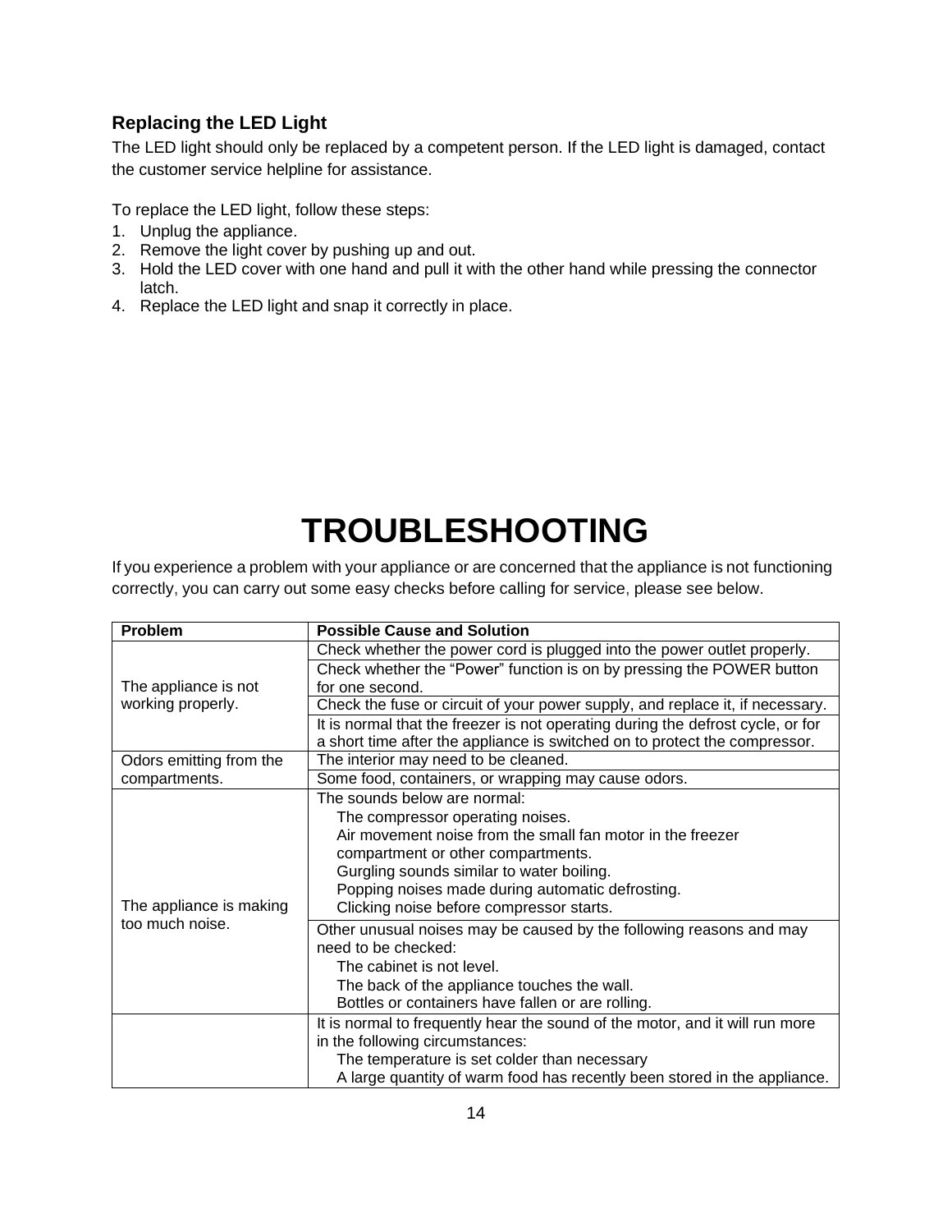### Replacing the LED Light

The LED light should only be replaced by a competent person. If the LED light is damaged, contact the customer service helpline for assistance.

To replace the LED light, follow these steps:

1. Unplug the appliance.
2. Remove the light cover by pushing up and out.
3. Hold the LED cover with one hand and pull it with the other hand while pressing the connector latch.
4. Replace the LED light and snap it correctly in place.

# TROUBLESHOOTING

If you experience a problem with your appliance or are concerned that the appliance is not functioning correctly, you can carry out some easy checks before calling for service, please see below.

| Problem | Possible Cause and Solution |
|---|---|
| The appliance is not working properly. | Check whether the power cord is plugged into the power outlet properly. |
| | Check whether the “Power” function is on by pressing the POWER button for one second. |
| | Check the fuse or circuit of your power supply, and replace it, if necessary. |
| | It is normal that the freezer is not operating during the defrost cycle, or for a short time after the appliance is switched on to protect the compressor. |
| Odors emitting from the compartments. | The interior may need to be cleaned. |
| | Some food, containers, or wrapping may cause odors. |
| The appliance is making too much noise. | The sounds below are normal:<br>The compressor operating noises.<br>Air movement noise from the small fan motor in the freezer compartment or other compartments.<br>Gurgling sounds similar to water boiling.<br>Popping noises made during automatic defrosting.<br>Clicking noise before compressor starts. |
| | Other unusual noises may be caused by the following reasons and may need to be checked:<br>The cabinet is not level.<br>The back of the appliance touches the wall.<br>Bottles or containers have fallen or are rolling. |
| | It is normal to frequently hear the sound of the motor, and it will run more in the following circumstances:<br>The temperature is set colder than necessary<br>A large quantity of warm food has recently been stored in the appliance. |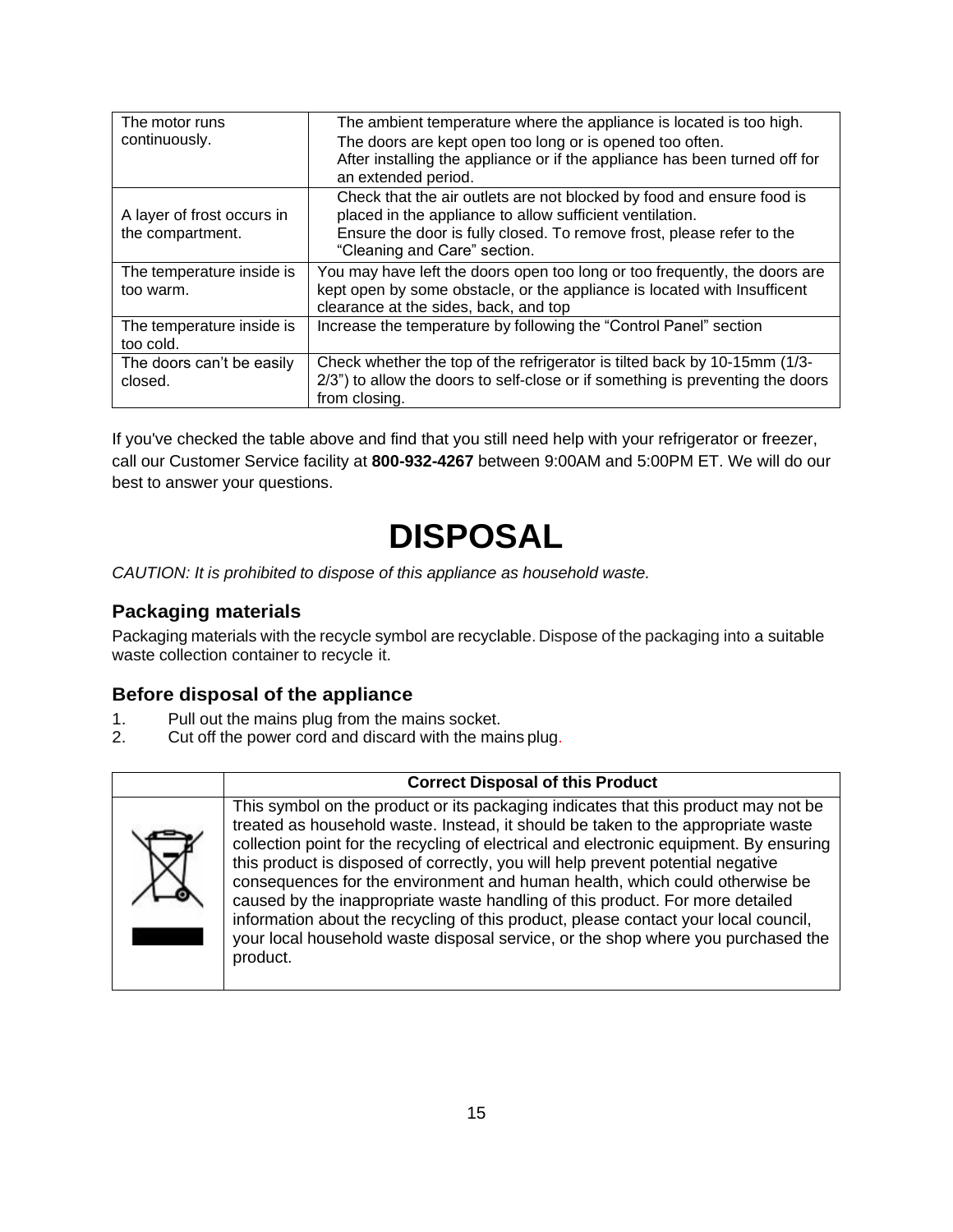| The motor runs continuously. | The ambient temperature where the appliance is located is too high.<br>The doors are kept open too long or is opened too often.<br>After installing the appliance or if the appliance has been turned off for an extended period. |
|---|---|
| A layer of frost occurs in the compartment. | Check that the air outlets are not blocked by food and ensure food is placed in the appliance to allow sufficient ventilation.<br>Ensure the door is fully closed. To remove frost, please refer to the “Cleaning and Care” section. |
| The temperature inside is too warm. | You may have left the doors open too long or too frequently, the doors are kept open by some obstacle, or the appliance is located with Insufficent clearance at the sides, back, and top |
| The temperature inside is too cold. | Increase the temperature by following the “Control Panel” section |
| The doors can’t be easily closed. | Check whether the top of the refrigerator is tilted back by 10-15mm (1/3-2/3”) to allow the doors to self-close or if something is preventing the doors from closing. |

If you've checked the table above and find that you still need help with your refrigerator or freezer, call our Customer Service facility at **800-932-4267** between 9:00AM and 5:00PM ET. We will do our best to answer your questions.

# DISPOSAL

*CAUTION: It is prohibited to dispose of this appliance as household waste.*

### Packaging materials

Packaging materials with the recycle symbol are recyclable. Dispose of the packaging into a suitable waste collection container to recycle it.

### Before disposal of the appliance

1. Pull out the mains plug from the mains socket.
2. Cut off the power cord and discard with the mains plug.

| | **Correct Disposal of this Product** |
|---|---|
| | This symbol on the product or its packaging indicates that this product may not be treated as household waste. Instead, it should be taken to the appropriate waste collection point for the recycling of electrical and electronic equipment. By ensuring this product is disposed of correctly, you will help prevent potential negative consequences for the environment and human health, which could otherwise be caused by the inappropriate waste handling of this product. For more detailed information about the recycling of this product, please contact your local council, your local household waste disposal service, or the shop where you purchased the product. |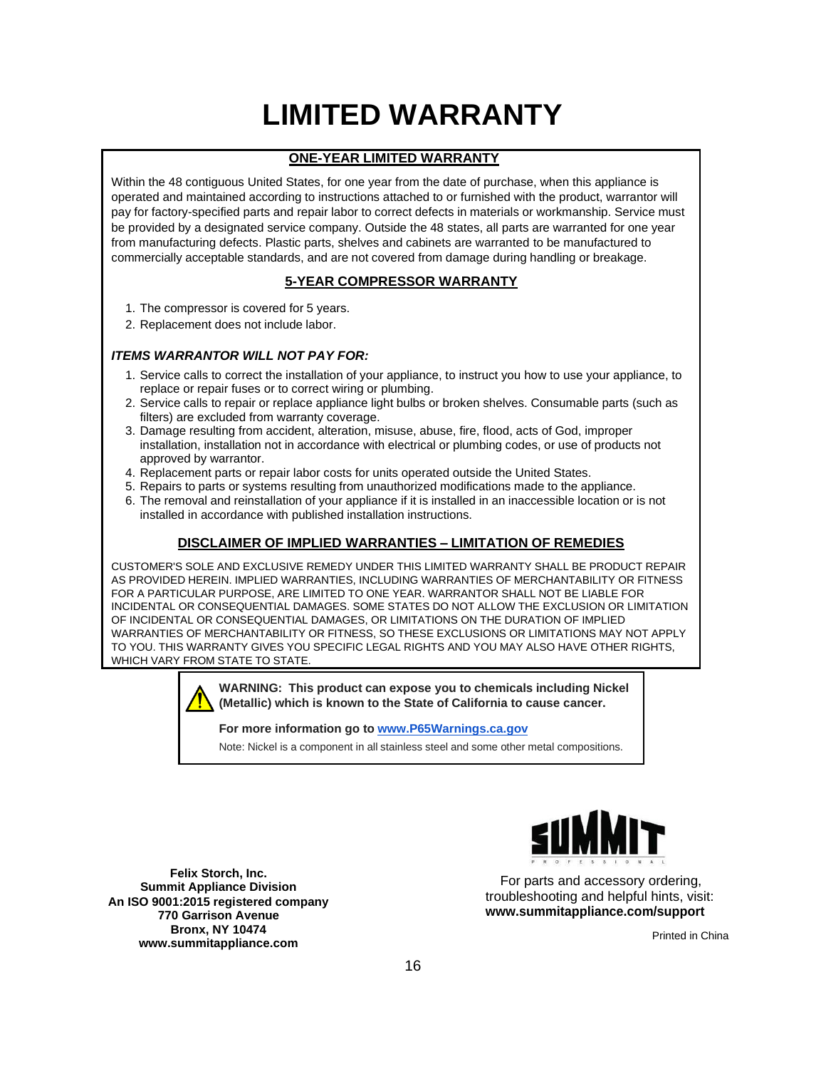# LIMITED WARRANTY

## ONE-YEAR LIMITED WARRANTY

Within the 48 contiguous United States, for one year from the date of purchase, when this appliance is operated and maintained according to instructions attached to or furnished with the product, warrantor will pay for factory-specified parts and repair labor to correct defects in materials or workmanship. Service must be provided by a designated service company. Outside the 48 states, all parts are warranted for one year from manufacturing defects. Plastic parts, shelves and cabinets are warranted to be manufactured to commercially acceptable standards, and are not covered from damage during handling or breakage.

## 5-YEAR COMPRESSOR WARRANTY

1. The compressor is covered for 5 years.
2. Replacement does not include labor.

### *ITEMS WARRANTOR WILL NOT PAY FOR:*

1. Service calls to correct the installation of your appliance, to instruct you how to use your appliance, to replace or repair fuses or to correct wiring or plumbing.
2. Service calls to repair or replace appliance light bulbs or broken shelves. Consumable parts (such as filters) are excluded from warranty coverage.
3. Damage resulting from accident, alteration, misuse, abuse, fire, flood, acts of God, improper installation, installation not in accordance with electrical or plumbing codes, or use of products not approved by warrantor.
4. Replacement parts or repair labor costs for units operated outside the United States.
5. Repairs to parts or systems resulting from unauthorized modifications made to the appliance.
6. The removal and reinstallation of your appliance if it is installed in an inaccessible location or is not installed in accordance with published installation instructions.

## DISCLAIMER OF IMPLIED WARRANTIES – LIMITATION OF REMEDIES

CUSTOMER'S SOLE AND EXCLUSIVE REMEDY UNDER THIS LIMITED WARRANTY SHALL BE PRODUCT REPAIR AS PROVIDED HEREIN. IMPLIED WARRANTIES, INCLUDING WARRANTIES OF MERCHANTABILITY OR FITNESS FOR A PARTICULAR PURPOSE, ARE LIMITED TO ONE YEAR. WARRANTOR SHALL NOT BE LIABLE FOR INCIDENTAL OR CONSEQUENTIAL DAMAGES. SOME STATES DO NOT ALLOW THE EXCLUSION OR LIMITATION OF INCIDENTAL OR CONSEQUENTIAL DAMAGES, OR LIMITATIONS ON THE DURATION OF IMPLIED WARRANTIES OF MERCHANTABILITY OR FITNESS, SO THESE EXCLUSIONS OR LIMITATIONS MAY NOT APPLY TO YOU. THIS WARRANTY GIVES YOU SPECIFIC LEGAL RIGHTS AND YOU MAY ALSO HAVE OTHER RIGHTS, WHICH VARY FROM STATE TO STATE.

**WARNING: This product can expose you to chemicals including Nickel (Metallic) which is known to the State of California to cause cancer.**

**For more information go to www.P65Warnings.ca.gov**

Note: Nickel is a component in all stainless steel and some other metal compositions.

**Felix Storch, Inc.**
**Summit Appliance Division**
**An ISO 9001:2015 registered company**
**770 Garrison Avenue**
**Bronx, NY 10474**
**www.summitappliance.com**

SUMMIT PROFESSIONAL

For parts and accessory ordering, troubleshooting and helpful hints, visit:
**www.summitappliance.com/support**

Printed in China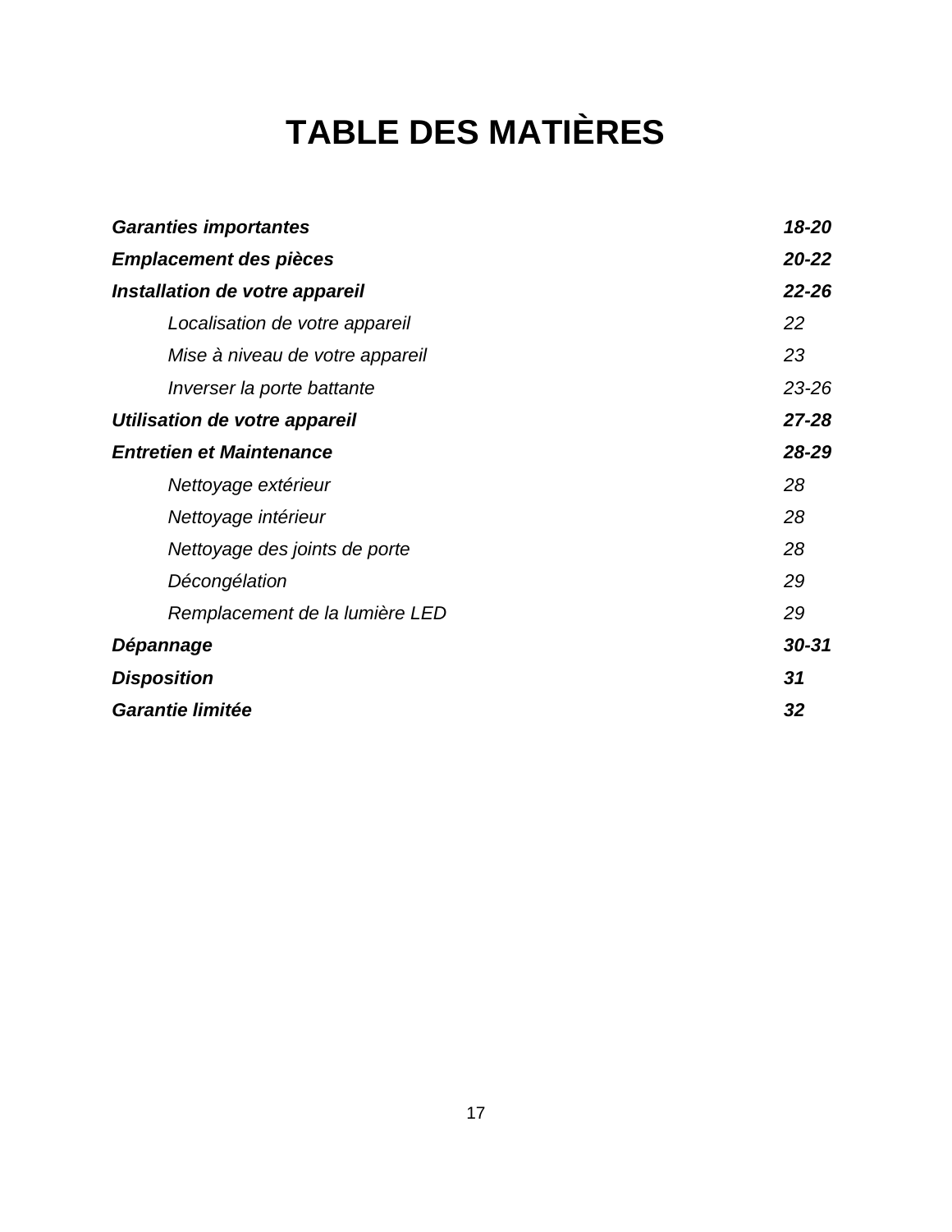# TABLE DES MATIÈRES

| | |
|---|---|
| ***Garanties importantes*** | ***18-20*** |
| ***Emplacement des pièces*** | ***20-22*** |
| ***Installation de votre appareil*** | ***22-26*** |
| *Localisation de votre appareil* | *22* |
| *Mise à niveau de votre appareil* | *23* |
| *Inverser la porte battante* | *23-26* |
| ***Utilisation de votre appareil*** | ***27-28*** |
| ***Entretien et Maintenance*** | ***28-29*** |
| *Nettoyage extérieur* | *28* |
| *Nettoyage intérieur* | *28* |
| *Nettoyage des joints de porte* | *28* |
| *Décongélation* | *29* |
| *Remplacement de la lumière LED* | *29* |
| ***Dépannage*** | ***30-31*** |
| ***Disposition*** | ***31*** |
| ***Garantie limitée*** | ***32*** |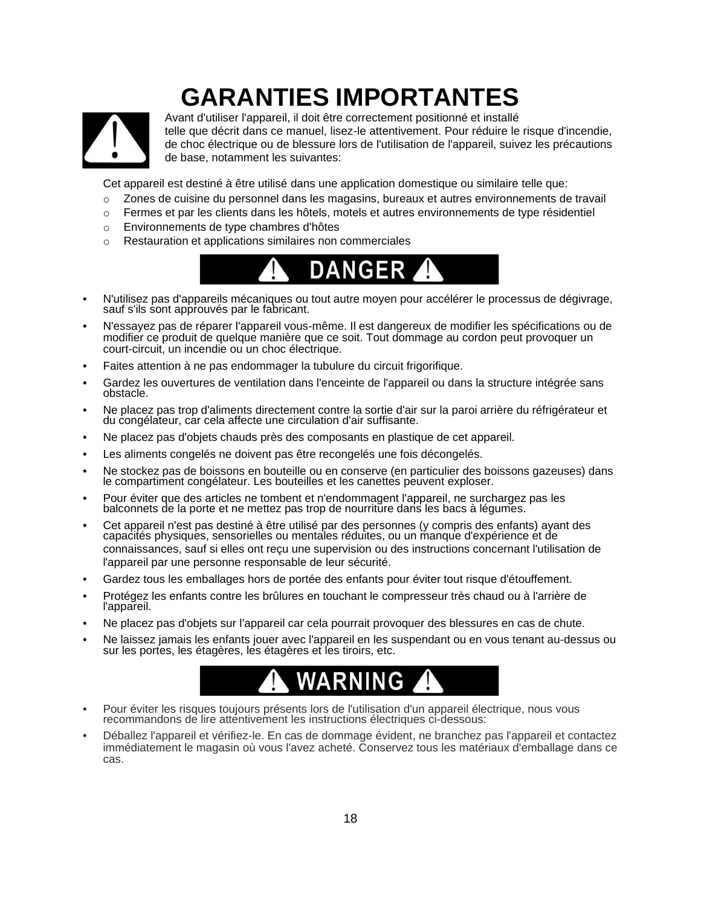# GARANTIES IMPORTANTES

Avant d'utiliser l'appareil, il doit être correctement positionné et installé telle que décrit dans ce manuel, lisez-le attentivement. Pour réduire le risque d'incendie, de choc électrique ou de blessure lors de l'utilisation de l'appareil, suivez les précautions de base, notamment les suivantes:

Cet appareil est destiné à être utilisé dans une application domestique ou similaire telle que:

- Zones de cuisine du personnel dans les magasins, bureaux et autres environnements de travail
- Fermes et par les clients dans les hôtels, motels et autres environnements de type résidentiel
- Environnements de type chambres d'hôtes
- Restauration et applications similaires non commerciales

## ⚠ DANGER ⚠

- N'utilisez pas d'appareils mécaniques ou tout autre moyen pour accélérer le processus de dégivrage, sauf s'ils sont approuvés par le fabricant.
- N'essayez pas de réparer l'appareil vous-même. Il est dangereux de modifier les spécifications ou de modifier ce produit de quelque manière que ce soit. Tout dommage au cordon peut provoquer un court-circuit, un incendie ou un choc électrique.
- Faites attention à ne pas endommager la tubulure du circuit frigorifique.
- Gardez les ouvertures de ventilation dans l'enceinte de l'appareil ou dans la structure intégrée sans obstacle.
- Ne placez pas trop d'aliments directement contre la sortie d'air sur la paroi arrière du réfrigérateur et du congélateur, car cela affecte une circulation d'air suffisante.
- Ne placez pas d'objets chauds près des composants en plastique de cet appareil.
- Les aliments congelés ne doivent pas être recongelés une fois décongelés.
- Ne stockez pas de boissons en bouteille ou en conserve (en particulier des boissons gazeuses) dans le compartiment congélateur. Les bouteilles et les canettes peuvent exploser.
- Pour éviter que des articles ne tombent et n'endommagent l'appareil, ne surchargez pas les balconnets de la porte et ne mettez pas trop de nourriture dans les bacs à légumes.
- Cet appareil n'est pas destiné à être utilisé par des personnes (y compris des enfants) ayant des capacités physiques, sensorielles ou mentales réduites, ou un manque d'expérience et de connaissances, sauf si elles ont reçu une supervision ou des instructions concernant l'utilisation de l'appareil par une personne responsable de leur sécurité.
- Gardez tous les emballages hors de portée des enfants pour éviter tout risque d'étouffement.
- Protégez les enfants contre les brûlures en touchant le compresseur très chaud ou à l'arrière de l'appareil.
- Ne placez pas d'objets sur l'appareil car cela pourrait provoquer des blessures en cas de chute.
- Ne laissez jamais les enfants jouer avec l'appareil en les suspendant ou en vous tenant au-dessus ou sur les portes, les étagères, les étagères et les tiroirs, etc.

## ⚠ WARNING ⚠

- Pour éviter les risques toujours présents lors de l'utilisation d'un appareil électrique, nous vous recommandons de lire attentivement les instructions électriques ci-dessous:
- Déballez l'appareil et vérifiez-le. En cas de dommage évident, ne branchez pas l'appareil et contactez immédiatement le magasin où vous l'avez acheté. Conservez tous les matériaux d'emballage dans ce cas.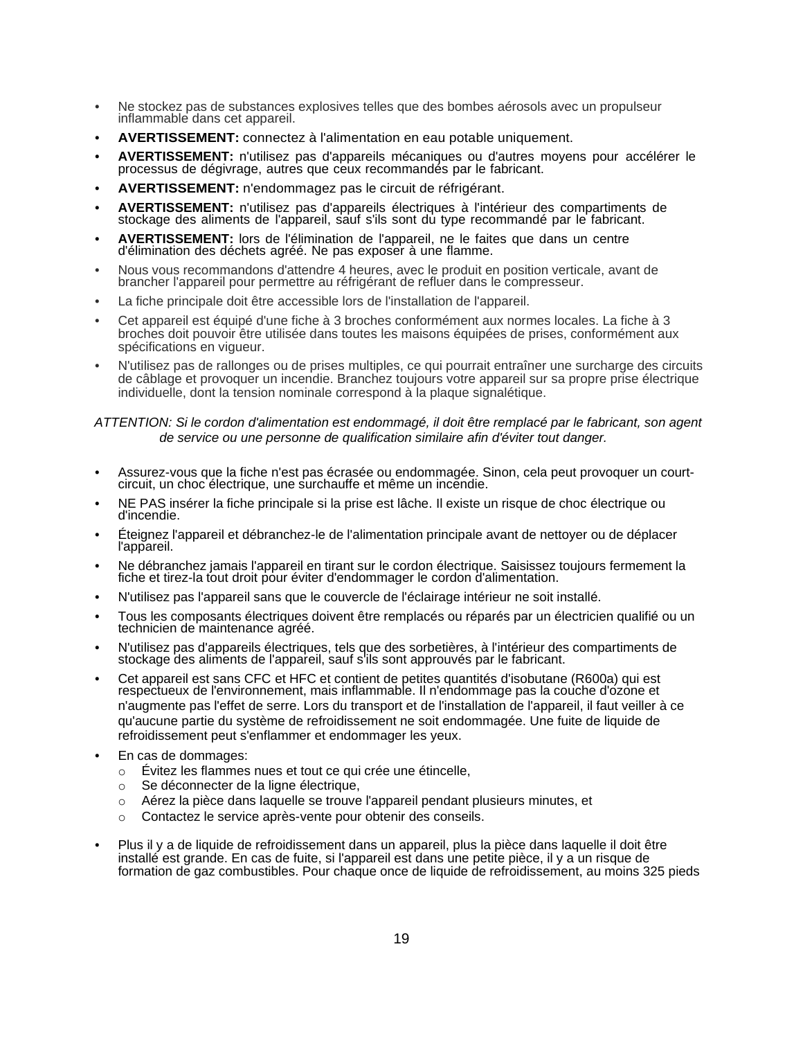- Ne stockez pas de substances explosives telles que des bombes aérosols avec un propulseur inflammable dans cet appareil.
- **AVERTISSEMENT:** connectez à l'alimentation en eau potable uniquement.
- **AVERTISSEMENT:** n'utilisez pas d'appareils mécaniques ou d'autres moyens pour accélérer le processus de dégivrage, autres que ceux recommandés par le fabricant.
- **AVERTISSEMENT:** n'endommagez pas le circuit de réfrigérant.
- **AVERTISSEMENT:** n'utilisez pas d'appareils électriques à l'intérieur des compartiments de stockage des aliments de l'appareil, sauf s'ils sont du type recommandé par le fabricant.
- **AVERTISSEMENT:** lors de l'élimination de l'appareil, ne le faites que dans un centre d'élimination des déchets agréé. Ne pas exposer à une flamme.
- Nous vous recommandons d'attendre 4 heures, avec le produit en position verticale, avant de brancher l'appareil pour permettre au réfrigérant de refluer dans le compresseur.
- La fiche principale doit être accessible lors de l'installation de l'appareil.
- Cet appareil est équipé d'une fiche à 3 broches conformément aux normes locales. La fiche à 3 broches doit pouvoir être utilisée dans toutes les maisons équipées de prises, conformément aux spécifications en vigueur.
- N'utilisez pas de rallonges ou de prises multiples, ce qui pourrait entraîner une surcharge des circuits de câblage et provoquer un incendie. Branchez toujours votre appareil sur sa propre prise électrique individuelle, dont la tension nominale correspond à la plaque signalétique.

*ATTENTION: Si le cordon d'alimentation est endommagé, il doit être remplacé par le fabricant, son agent de service ou une personne de qualification similaire afin d'éviter tout danger.*

- Assurez-vous que la fiche n'est pas écrasée ou endommagée. Sinon, cela peut provoquer un court-circuit, un choc électrique, une surchauffe et même un incendie.
- NE PAS insérer la fiche principale si la prise est lâche. Il existe un risque de choc électrique ou d'incendie.
- Éteignez l'appareil et débranchez-le de l'alimentation principale avant de nettoyer ou de déplacer l'appareil.
- Ne débranchez jamais l'appareil en tirant sur le cordon électrique. Saisissez toujours fermement la fiche et tirez-la tout droit pour éviter d'endommager le cordon d'alimentation.
- N'utilisez pas l'appareil sans que le couvercle de l'éclairage intérieur ne soit installé.
- Tous les composants électriques doivent être remplacés ou réparés par un électricien qualifié ou un technicien de maintenance agréé.
- N'utilisez pas d'appareils électriques, tels que des sorbetières, à l'intérieur des compartiments de stockage des aliments de l'appareil, sauf s'ils sont approuvés par le fabricant.
- Cet appareil est sans CFC et HFC et contient de petites quantités d'isobutane (R600a) qui est respectueux de l'environnement, mais inflammable. Il n'endommage pas la couche d'ozone et n'augmente pas l'effet de serre. Lors du transport et de l'installation de l'appareil, il faut veiller à ce qu'aucune partie du système de refroidissement ne soit endommagée. Une fuite de liquide de refroidissement peut s'enflammer et endommager les yeux.
- En cas de dommages:
  - Évitez les flammes nues et tout ce qui crée une étincelle,
  - Se déconnecter de la ligne électrique,
  - Aérez la pièce dans laquelle se trouve l'appareil pendant plusieurs minutes, et
  - Contactez le service après-vente pour obtenir des conseils.
- Plus il y a de liquide de refroidissement dans un appareil, plus la pièce dans laquelle il doit être installé est grande. En cas de fuite, si l'appareil est dans une petite pièce, il y a un risque de formation de gaz combustibles. Pour chaque once de liquide de refroidissement, au moins 325 pieds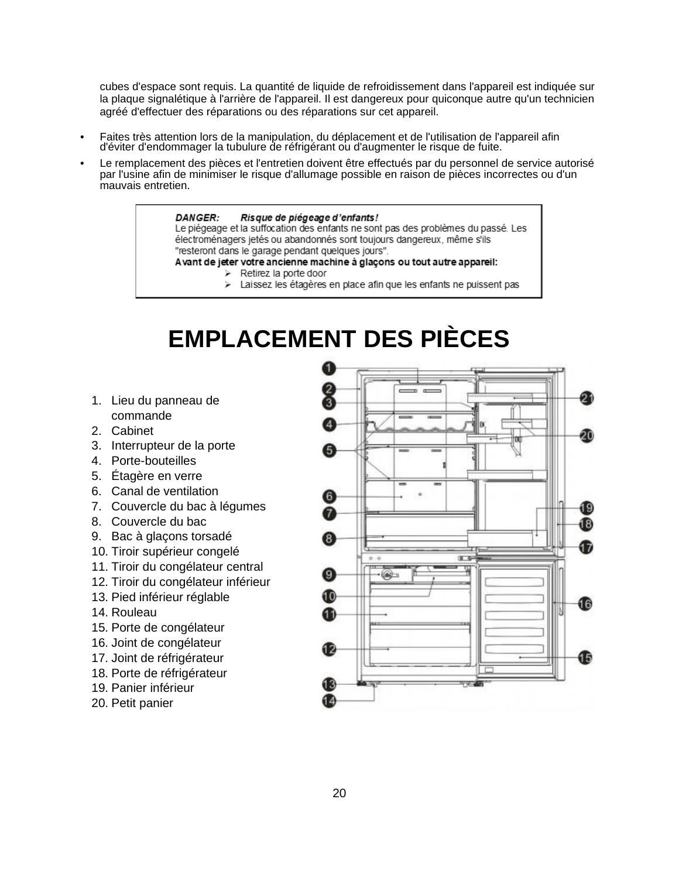cubes d'espace sont requis. La quantité de liquide de refroidissement dans l'appareil est indiquée sur la plaque signalétique à l'arrière de l'appareil. Il est dangereux pour quiconque autre qu'un technicien agréé d'effectuer des réparations ou des réparations sur cet appareil.

- Faites très attention lors de la manipulation, du déplacement et de l'utilisation de l'appareil afin d'éviter d'endommager la tubulure de réfrigérant ou d'augmenter le risque de fuite.
- Le remplacement des pièces et l'entretien doivent être effectués par du personnel de service autorisé par l'usine afin de minimiser le risque d'allumage possible en raison de pièces incorrectes ou d'un mauvais entretien.

> ***DANGER:*** ***Risque de piégeage d'enfants!***
> Le piégeage et la suffocation des enfants ne sont pas des problèmes du passé. Les électroménagers jetés ou abandonnés sont toujours dangereux, même s'ils "resteront dans le garage pendant quelques jours".
> **Avant de jeter votre ancienne machine à glaçons ou tout autre appareil:**
> - Retirez la porte door
> - Laissez les étagères en place afin que les enfants ne puissent pas

# EMPLACEMENT DES PIÈCES

1. Lieu du panneau de commande
2. Cabinet
3. Interrupteur de la porte
4. Porte-bouteilles
5. Étagère en verre
6. Canal de ventilation
7. Couvercle du bac à légumes
8. Couvercle du bac
9. Bac à glaçons torsadé
10. Tiroir supérieur congelé
11. Tiroir du congélateur central
12. Tiroir du congélateur inférieur
13. Pied inférieur réglable
14. Rouleau
15. Porte de congélateur
16. Joint de congélateur
17. Joint de réfrigérateur
18. Porte de réfrigérateur
19. Panier inférieur
20. Petit panier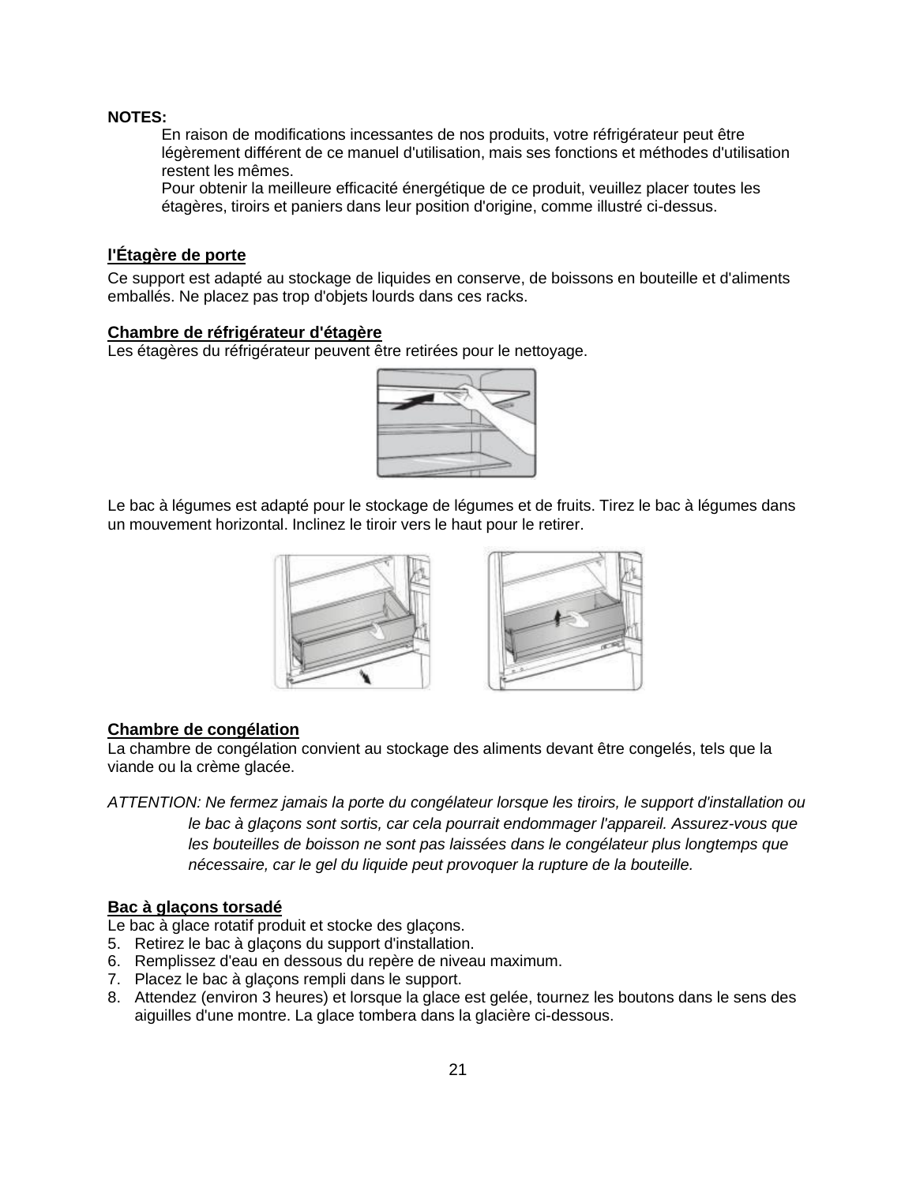**NOTES:**

En raison de modifications incessantes de nos produits, votre réfrigérateur peut être légèrement différent de ce manuel d'utilisation, mais ses fonctions et méthodes d'utilisation restent les mêmes.

Pour obtenir la meilleure efficacité énergétique de ce produit, veuillez placer toutes les étagères, tiroirs et paniers dans leur position d'origine, comme illustré ci-dessus.

## l'Étagère de porte

Ce support est adapté au stockage de liquides en conserve, de boissons en bouteille et d'aliments emballés. Ne placez pas trop d'objets lourds dans ces racks.

## Chambre de réfrigérateur d'étagère

Les étagères du réfrigérateur peuvent être retirées pour le nettoyage.

Le bac à légumes est adapté pour le stockage de légumes et de fruits. Tirez le bac à légumes dans un mouvement horizontal. Inclinez le tiroir vers le haut pour le retirer.

## Chambre de congélation

La chambre de congélation convient au stockage des aliments devant être congelés, tels que la viande ou la crème glacée.

*ATTENTION: Ne fermez jamais la porte du congélateur lorsque les tiroirs, le support d'installation ou le bac à glaçons sont sortis, car cela pourrait endommager l'appareil. Assurez-vous que les bouteilles de boisson ne sont pas laissées dans le congélateur plus longtemps que nécessaire, car le gel du liquide peut provoquer la rupture de la bouteille.*

## Bac à glaçons torsadé

Le bac à glace rotatif produit et stocke des glaçons.

5. Retirez le bac à glaçons du support d'installation.
6. Remplissez d'eau en dessous du repère de niveau maximum.
7. Placez le bac à glaçons rempli dans le support.
8. Attendez (environ 3 heures) et lorsque la glace est gelée, tournez les boutons dans le sens des aiguilles d'une montre. La glace tombera dans la glacière ci-dessous.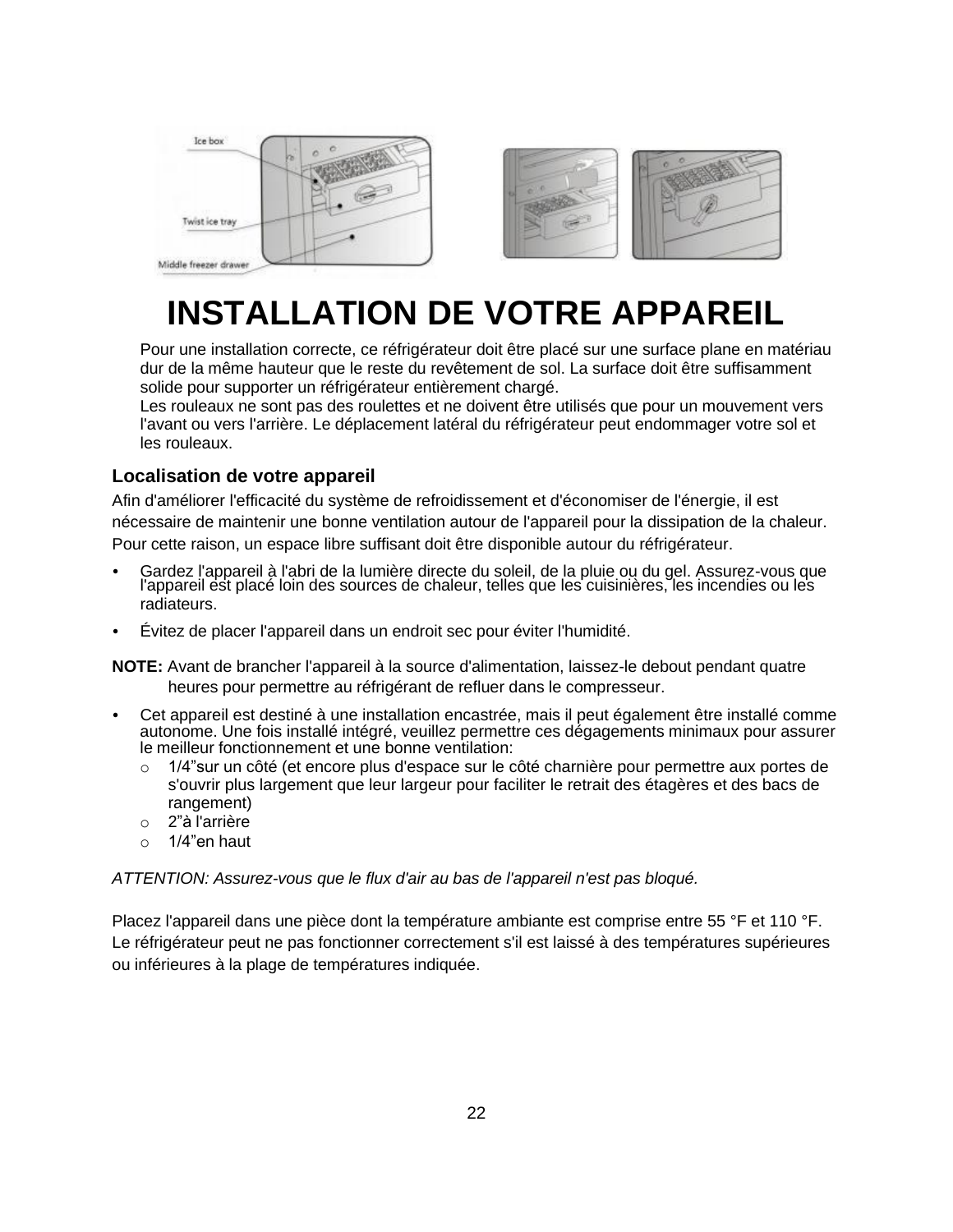# INSTALLATION DE VOTRE APPAREIL

Pour une installation correcte, ce réfrigérateur doit être placé sur une surface plane en matériau dur de la même hauteur que le reste du revêtement de sol. La surface doit être suffisamment solide pour supporter un réfrigérateur entièrement chargé.
Les rouleaux ne sont pas des roulettes et ne doivent être utilisés que pour un mouvement vers l'avant ou vers l'arrière. Le déplacement latéral du réfrigérateur peut endommager votre sol et les rouleaux.

### Localisation de votre appareil

Afin d'améliorer l'efficacité du système de refroidissement et d'économiser de l'énergie, il est nécessaire de maintenir une bonne ventilation autour de l'appareil pour la dissipation de la chaleur. Pour cette raison, un espace libre suffisant doit être disponible autour du réfrigérateur.

- Gardez l'appareil à l'abri de la lumière directe du soleil, de la pluie ou du gel. Assurez-vous que l'appareil est placé loin des sources de chaleur, telles que les cuisinières, les incendies ou les radiateurs.
- Évitez de placer l'appareil dans un endroit sec pour éviter l'humidité.

**NOTE:** Avant de brancher l'appareil à la source d'alimentation, laissez-le debout pendant quatre heures pour permettre au réfrigérant de refluer dans le compresseur.

- Cet appareil est destiné à une installation encastrée, mais il peut également être installé comme autonome. Une fois installé intégré, veuillez permettre ces dégagements minimaux pour assurer le meilleur fonctionnement et une bonne ventilation:
  - 1/4"sur un côté (et encore plus d'espace sur le côté charnière pour permettre aux portes de s'ouvrir plus largement que leur largeur pour faciliter le retrait des étagères et des bacs de rangement)
  - 2"à l'arrière
  - 1/4"en haut

*ATTENTION: Assurez-vous que le flux d'air au bas de l'appareil n'est pas bloqué.*

Placez l'appareil dans une pièce dont la température ambiante est comprise entre 55 °F et 110 °F. Le réfrigérateur peut ne pas fonctionner correctement s'il est laissé à des températures supérieures ou inférieures à la plage de températures indiquée.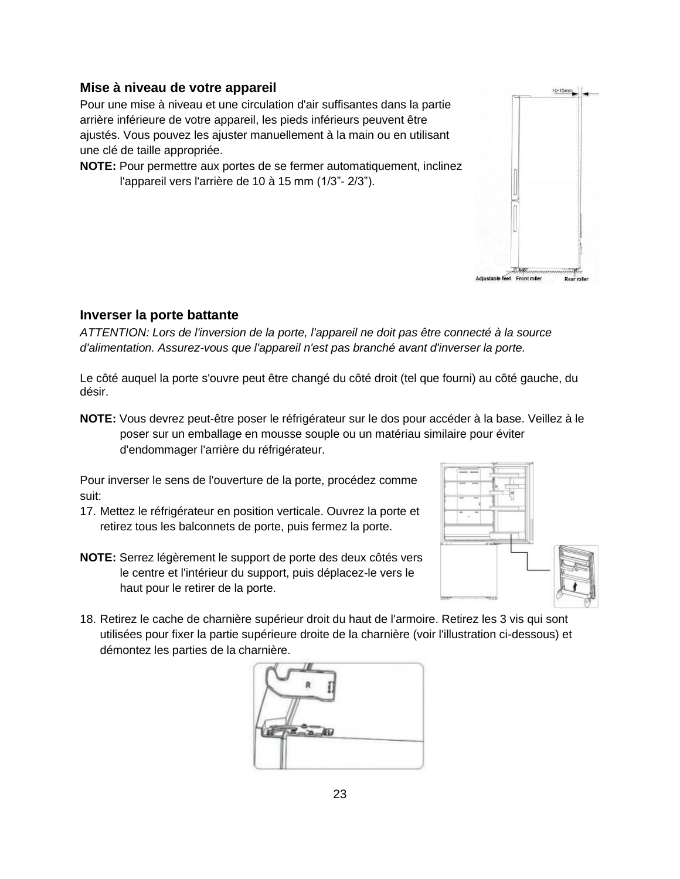## Mise à niveau de votre appareil

Pour une mise à niveau et une circulation d'air suffisantes dans la partie arrière inférieure de votre appareil, les pieds inférieurs peuvent être ajustés. Vous pouvez les ajuster manuellement à la main ou en utilisant une clé de taille appropriée.

**NOTE:** Pour permettre aux portes de se fermer automatiquement, inclinez l'appareil vers l'arrière de 10 à 15 mm (1/3"- 2/3").

## Inverser la porte battante

*ATTENTION: Lors de l'inversion de la porte, l'appareil ne doit pas être connecté à la source d'alimentation. Assurez-vous que l'appareil n'est pas branché avant d'inverser la porte.*

Le côté auquel la porte s'ouvre peut être changé du côté droit (tel que fourni) au côté gauche, du désir.

**NOTE:** Vous devrez peut-être poser le réfrigérateur sur le dos pour accéder à la base. Veillez à le poser sur un emballage en mousse souple ou un matériau similaire pour éviter d'endommager l'arrière du réfrigérateur.

Pour inverser le sens de l'ouverture de la porte, procédez comme suit:

17. Mettez le réfrigérateur en position verticale. Ouvrez la porte et retirez tous les balconnets de porte, puis fermez la porte.

**NOTE:** Serrez légèrement le support de porte des deux côtés vers le centre et l'intérieur du support, puis déplacez-le vers le haut pour le retirer de la porte.

18. Retirez le cache de charnière supérieur droit du haut de l'armoire. Retirez les 3 vis qui sont utilisées pour fixer la partie supérieure droite de la charnière (voir l'illustration ci-dessous) et démontez les parties de la charnière.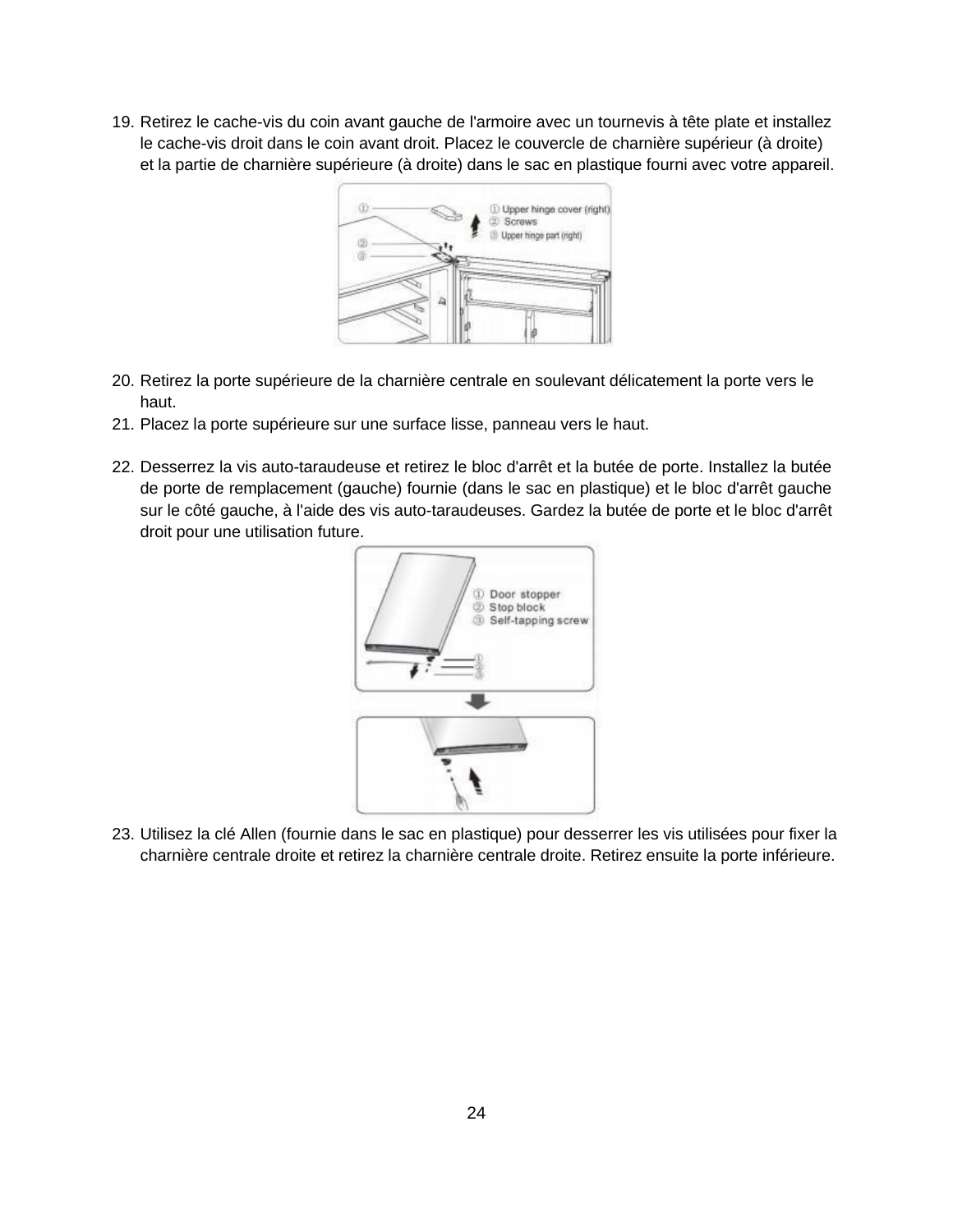19. Retirez le cache-vis du coin avant gauche de l'armoire avec un tournevis à tête plate et installez le cache-vis droit dans le coin avant droit. Placez le couvercle de charnière supérieur (à droite) et la partie de charnière supérieure (à droite) dans le sac en plastique fourni avec votre appareil.

20. Retirez la porte supérieure de la charnière centrale en soulevant délicatement la porte vers le haut.
21. Placez la porte supérieure sur une surface lisse, panneau vers le haut.

22. Desserrez la vis auto-taraudeuse et retirez le bloc d'arrêt et la butée de porte. Installez la butée de porte de remplacement (gauche) fournie (dans le sac en plastique) et le bloc d'arrêt gauche sur le côté gauche, à l'aide des vis auto-taraudeuses. Gardez la butée de porte et le bloc d'arrêt droit pour une utilisation future.

23. Utilisez la clé Allen (fournie dans le sac en plastique) pour desserrer les vis utilisées pour fixer la charnière centrale droite et retirez la charnière centrale droite. Retirez ensuite la porte inférieure.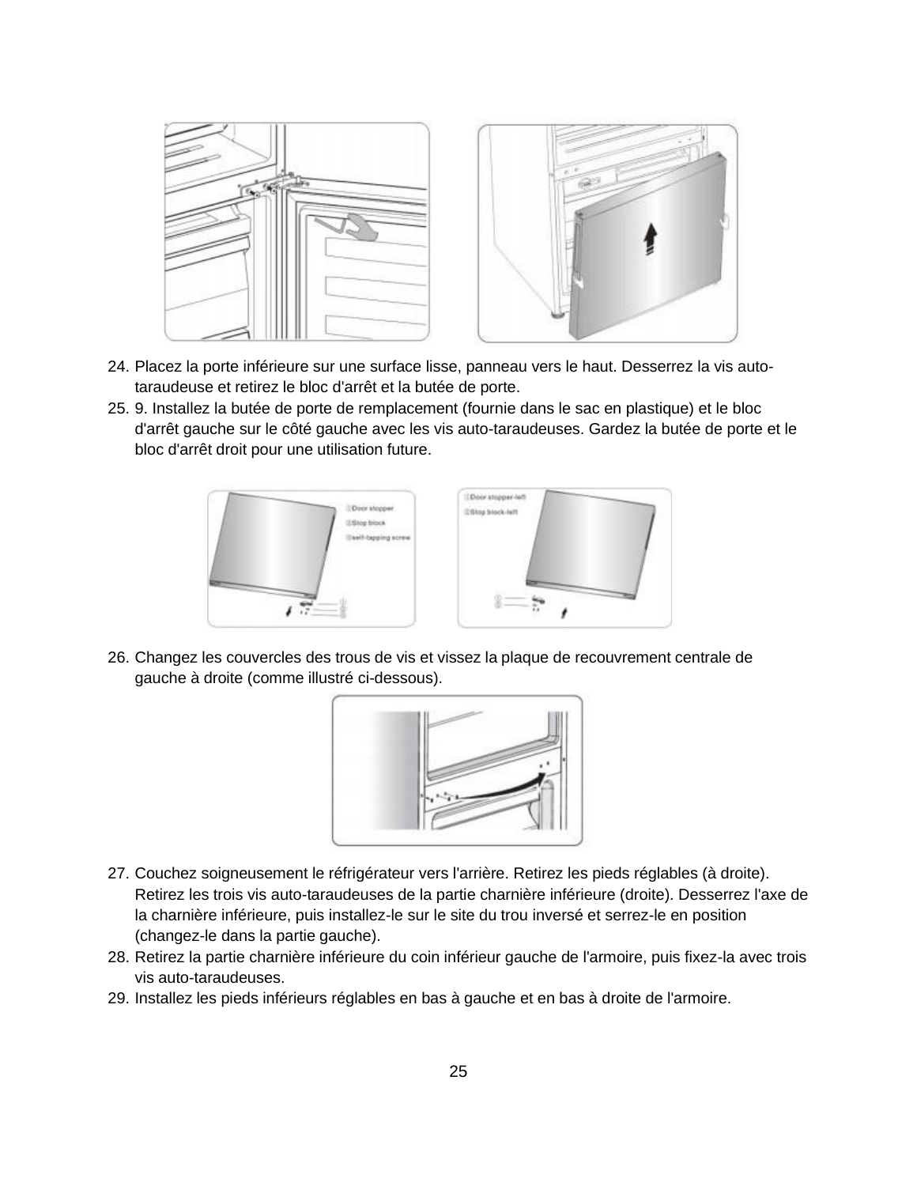24. Placez la porte inférieure sur une surface lisse, panneau vers le haut. Desserrez la vis auto-taraudeuse et retirez le bloc d'arrêt et la butée de porte.
25. 9. Installez la butée de porte de remplacement (fournie dans le sac en plastique) et le bloc d'arrêt gauche sur le côté gauche avec les vis auto-taraudeuses. Gardez la butée de porte et le bloc d'arrêt droit pour une utilisation future.

26. Changez les couvercles des trous de vis et vissez la plaque de recouvrement centrale de gauche à droite (comme illustré ci-dessous).

27. Couchez soigneusement le réfrigérateur vers l'arrière. Retirez les pieds réglables (à droite). Retirez les trois vis auto-taraudeuses de la partie charnière inférieure (droite). Desserrez l'axe de la charnière inférieure, puis installez-le sur le site du trou inversé et serrez-le en position (changez-le dans la partie gauche).
28. Retirez la partie charnière inférieure du coin inférieur gauche de l'armoire, puis fixez-la avec trois vis auto-taraudeuses.
29. Installez les pieds inférieurs réglables en bas à gauche et en bas à droite de l'armoire.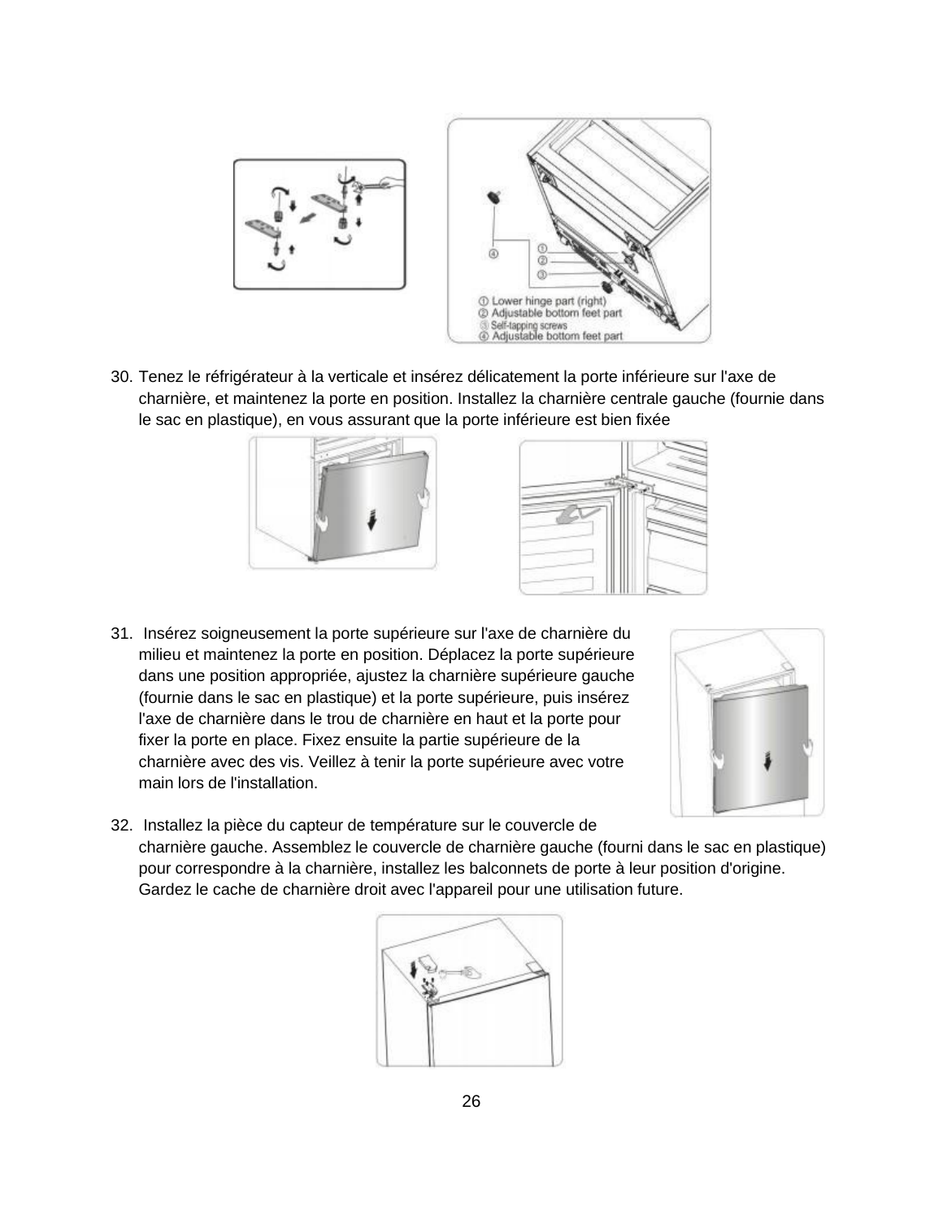30. Tenez le réfrigérateur à la verticale et insérez délicatement la porte inférieure sur l'axe de charnière, et maintenez la porte en position. Installez la charnière centrale gauche (fournie dans le sac en plastique), en vous assurant que la porte inférieure est bien fixée

31. Insérez soigneusement la porte supérieure sur l'axe de charnière du milieu et maintenez la porte en position. Déplacez la porte supérieure dans une position appropriée, ajustez la charnière supérieure gauche (fournie dans le sac en plastique) et la porte supérieure, puis insérez l'axe de charnière dans le trou de charnière en haut et la porte pour fixer la porte en place. Fixez ensuite la partie supérieure de la charnière avec des vis. Veillez à tenir la porte supérieure avec votre main lors de l'installation.

32. Installez la pièce du capteur de température sur le couvercle de charnière gauche. Assemblez le couvercle de charnière gauche (fourni dans le sac en plastique) pour correspondre à la charnière, installez les balconnets de porte à leur position d'origine. Gardez le cache de charnière droit avec l'appareil pour une utilisation future.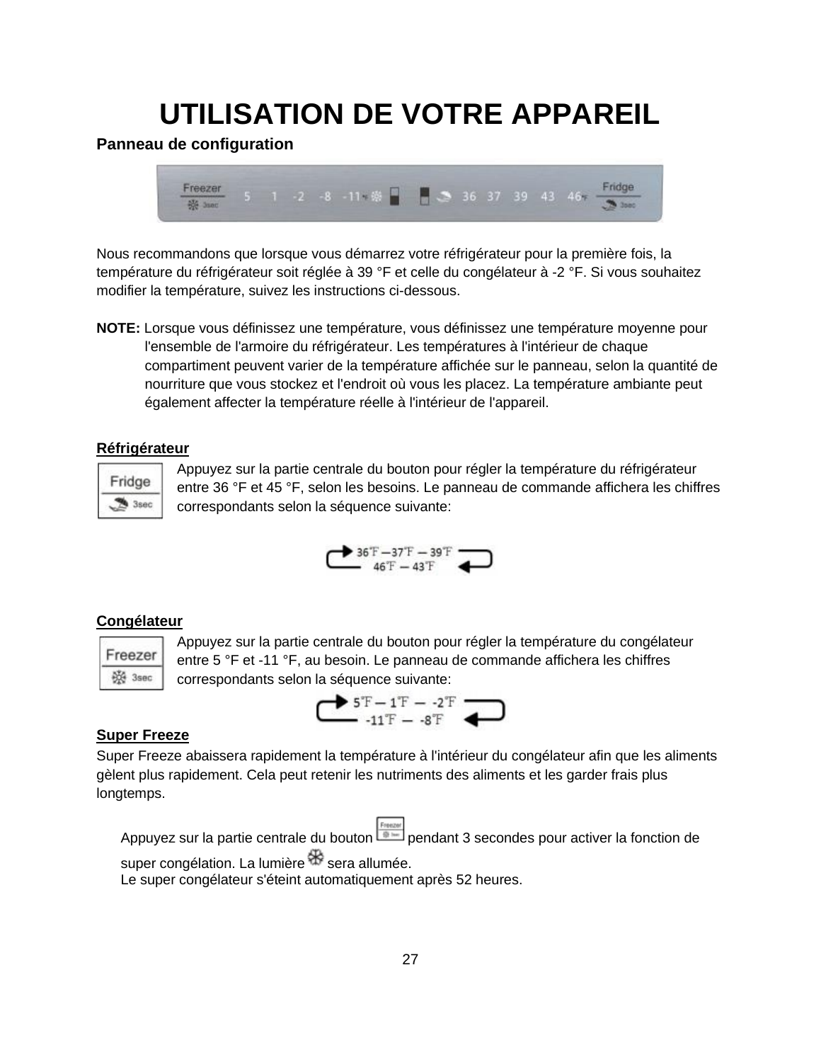# UTILISATION DE VOTRE APPAREIL

**Panneau de configuration**

Nous recommandons que lorsque vous démarrez votre réfrigérateur pour la première fois, la température du réfrigérateur soit réglée à 39 °F et celle du congélateur à -2 °F. Si vous souhaitez modifier la température, suivez les instructions ci-dessous.

**NOTE:** Lorsque vous définissez une température, vous définissez une température moyenne pour l'ensemble de l'armoire du réfrigérateur. Les températures à l'intérieur de chaque compartiment peuvent varier de la température affichée sur le panneau, selon la quantité de nourriture que vous stockez et l'endroit où vous les placez. La température ambiante peut également affecter la température réelle à l'intérieur de l'appareil.

**Réfrigérateur**

Appuyez sur la partie centrale du bouton pour régler la température du réfrigérateur entre 36 °F et 45 °F, selon les besoins. Le panneau de commande affichera les chiffres correspondants selon la séquence suivante:

36℉ — 37℉ — 39℉ — 43℉ — 46℉

**Congélateur**

Appuyez sur la partie centrale du bouton pour régler la température du congélateur entre 5 °F et -11 °F, au besoin. Le panneau de commande affichera les chiffres correspondants selon la séquence suivante:

5℉ — 1℉ — -2℉ — -8℉ — -11℉

**Super Freeze**

Super Freeze abaissera rapidement la température à l'intérieur du congélateur afin que les aliments gèlent plus rapidement. Cela peut retenir les nutriments des aliments et les garder frais plus longtemps.

Appuyez sur la partie centrale du bouton pendant 3 secondes pour activer la fonction de super congélation. La lumière sera allumée.
Le super congélateur s'éteint automatiquement après 52 heures.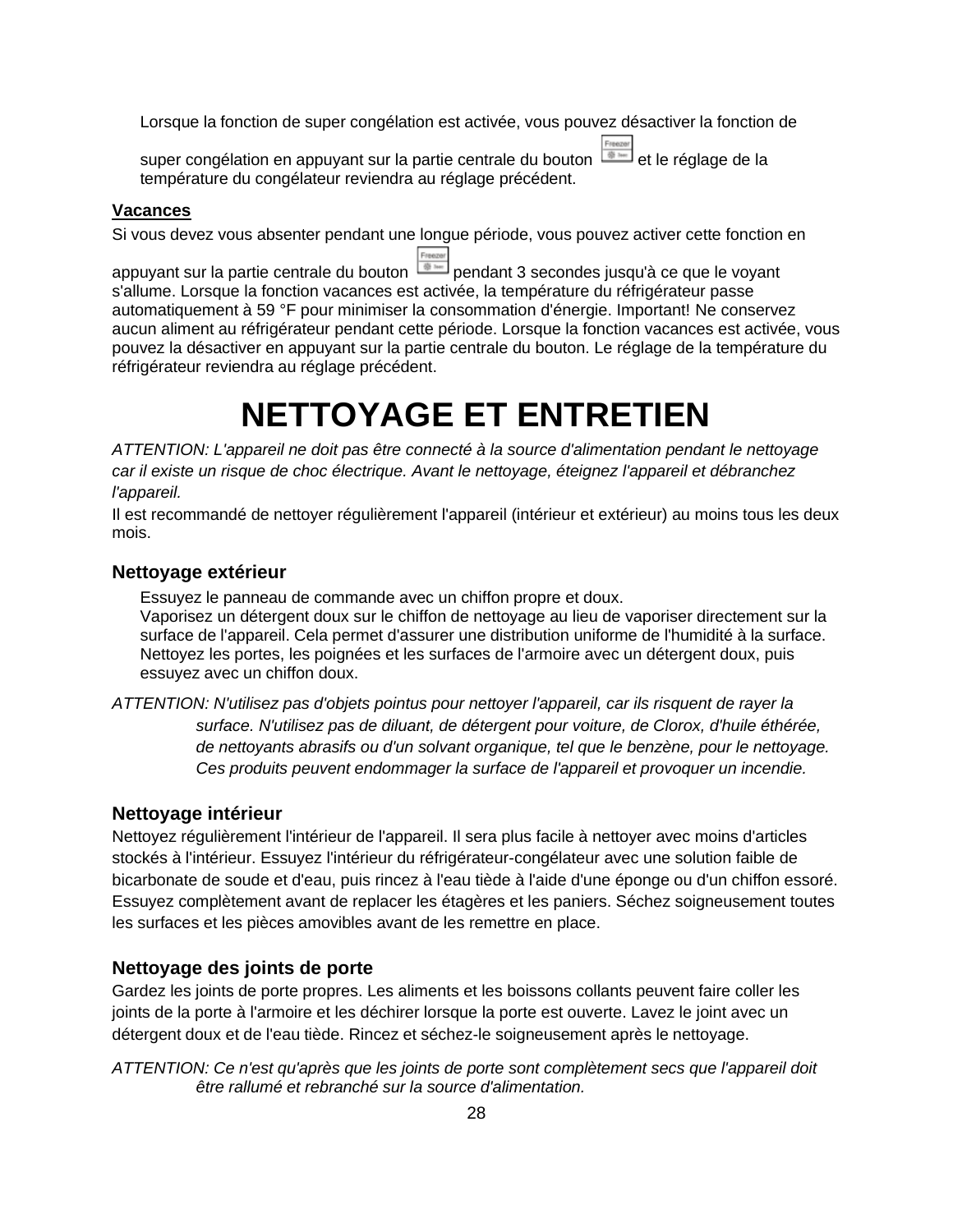Lorsque la fonction de super congélation est activée, vous pouvez désactiver la fonction de super congélation en appuyant sur la partie centrale du bouton et le réglage de la température du congélateur reviendra au réglage précédent.

**Vacances**

Si vous devez vous absenter pendant une longue période, vous pouvez activer cette fonction en appuyant sur la partie centrale du bouton pendant 3 secondes jusqu'à ce que le voyant s'allume. Lorsque la fonction vacances est activée, la température du réfrigérateur passe automatiquement à 59 °F pour minimiser la consommation d'énergie. Important! Ne conservez aucun aliment au réfrigérateur pendant cette période. Lorsque la fonction vacances est activée, vous pouvez la désactiver en appuyant sur la partie centrale du bouton. Le réglage de la température du réfrigérateur reviendra au réglage précédent.

# NETTOYAGE ET ENTRETIEN

*ATTENTION: L'appareil ne doit pas être connecté à la source d'alimentation pendant le nettoyage car il existe un risque de choc électrique. Avant le nettoyage, éteignez l'appareil et débranchez l'appareil.*

Il est recommandé de nettoyer régulièrement l'appareil (intérieur et extérieur) au moins tous les deux mois.

### Nettoyage extérieur

Essuyez le panneau de commande avec un chiffon propre et doux.
Vaporisez un détergent doux sur le chiffon de nettoyage au lieu de vaporiser directement sur la surface de l'appareil. Cela permet d'assurer une distribution uniforme de l'humidité à la surface.
Nettoyez les portes, les poignées et les surfaces de l'armoire avec un détergent doux, puis essuyez avec un chiffon doux.

*ATTENTION: N'utilisez pas d'objets pointus pour nettoyer l'appareil, car ils risquent de rayer la surface. N'utilisez pas de diluant, de détergent pour voiture, de Clorox, d'huile éthérée, de nettoyants abrasifs ou d'un solvant organique, tel que le benzène, pour le nettoyage. Ces produits peuvent endommager la surface de l'appareil et provoquer un incendie.*

### Nettoyage intérieur

Nettoyez régulièrement l'intérieur de l'appareil. Il sera plus facile à nettoyer avec moins d'articles stockés à l'intérieur. Essuyez l'intérieur du réfrigérateur-congélateur avec une solution faible de bicarbonate de soude et d'eau, puis rincez à l'eau tiède à l'aide d'une éponge ou d'un chiffon essoré. Essuyez complètement avant de replacer les étagères et les paniers. Séchez soigneusement toutes les surfaces et les pièces amovibles avant de les remettre en place.

### Nettoyage des joints de porte

Gardez les joints de porte propres. Les aliments et les boissons collants peuvent faire coller les joints de la porte à l'armoire et les déchirer lorsque la porte est ouverte. Lavez le joint avec un détergent doux et de l'eau tiède. Rincez et séchez-le soigneusement après le nettoyage.

*ATTENTION: Ce n'est qu'après que les joints de porte sont complètement secs que l'appareil doit être rallumé et rebranché sur la source d'alimentation.*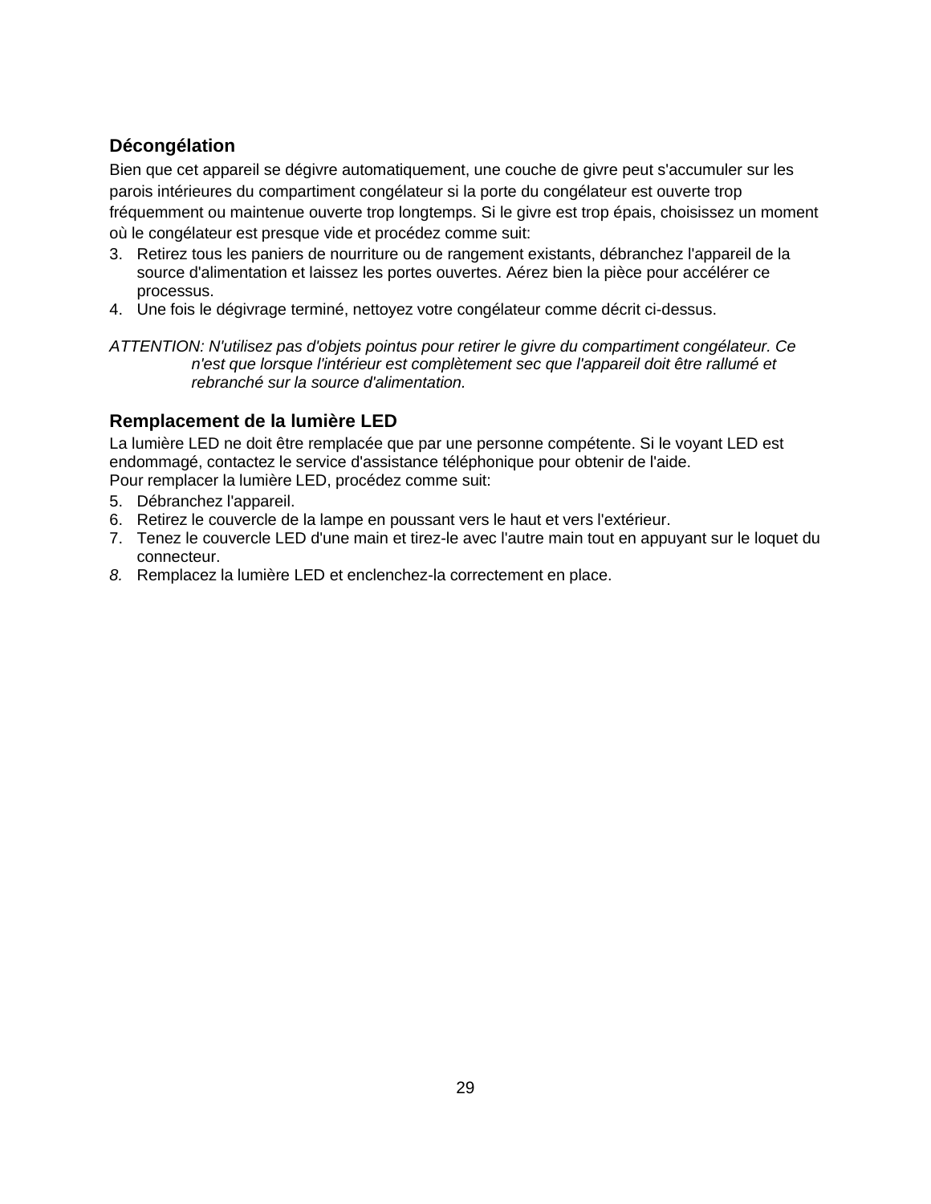## Décongélation

Bien que cet appareil se dégivre automatiquement, une couche de givre peut s'accumuler sur les parois intérieures du compartiment congélateur si la porte du congélateur est ouverte trop fréquemment ou maintenue ouverte trop longtemps. Si le givre est trop épais, choisissez un moment où le congélateur est presque vide et procédez comme suit:

3. Retirez tous les paniers de nourriture ou de rangement existants, débranchez l'appareil de la source d'alimentation et laissez les portes ouvertes. Aérez bien la pièce pour accélérer ce processus.
4. Une fois le dégivrage terminé, nettoyez votre congélateur comme décrit ci-dessus.

*ATTENTION: N'utilisez pas d'objets pointus pour retirer le givre du compartiment congélateur. Ce n'est que lorsque l'intérieur est complètement sec que l'appareil doit être rallumé et rebranché sur la source d'alimentation.*

## Remplacement de la lumière LED

La lumière LED ne doit être remplacée que par une personne compétente. Si le voyant LED est endommagé, contactez le service d'assistance téléphonique pour obtenir de l'aide.
Pour remplacer la lumière LED, procédez comme suit:

5. Débranchez l'appareil.
6. Retirez le couvercle de la lampe en poussant vers le haut et vers l'extérieur.
7. Tenez le couvercle LED d'une main et tirez-le avec l'autre main tout en appuyant sur le loquet du connecteur.
8. Remplacez la lumière LED et enclenchez-la correctement en place.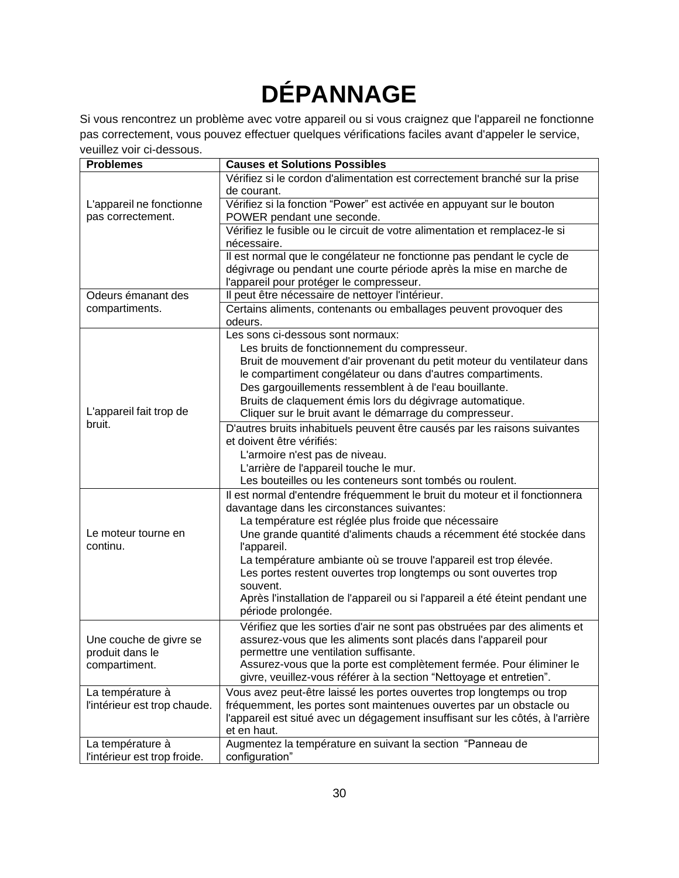# DÉPANNAGE

Si vous rencontrez un problème avec votre appareil ou si vous craignez que l'appareil ne fonctionne pas correctement, vous pouvez effectuer quelques vérifications faciles avant d'appeler le service, veuillez voir ci-dessous.

| Problemes | Causes et Solutions Possibles |
| --- | --- |
| L'appareil ne fonctionne pas correctement. | Vérifiez si le cordon d'alimentation est correctement branché sur la prise de courant. |
| | Vérifiez si la fonction “Power” est activée en appuyant sur le bouton POWER pendant une seconde. |
| | Vérifiez le fusible ou le circuit de votre alimentation et remplacez-le si nécessaire. |
| | Il est normal que le congélateur ne fonctionne pas pendant le cycle de dégivrage ou pendant une courte période après la mise en marche de l'appareil pour protéger le compresseur. |
| Odeurs émanant des compartiments. | Il peut être nécessaire de nettoyer l'intérieur. |
| | Certains aliments, contenants ou emballages peuvent provoquer des odeurs. |
| L'appareil fait trop de bruit. | Les sons ci-dessous sont normaux:<br>Les bruits de fonctionnement du compresseur.<br>Bruit de mouvement d'air provenant du petit moteur du ventilateur dans le compartiment congélateur ou dans d'autres compartiments.<br>Des gargouillements ressemblent à de l'eau bouillante.<br>Bruits de claquement émis lors du dégivrage automatique.<br>Cliquer sur le bruit avant le démarrage du compresseur. |
| | D'autres bruits inhabituels peuvent être causés par les raisons suivantes et doivent être vérifiés:<br>L'armoire n'est pas de niveau.<br>L'arrière de l'appareil touche le mur.<br>Les bouteilles ou les conteneurs sont tombés ou roulent. |
| Le moteur tourne en continu. | Il est normal d'entendre fréquemment le bruit du moteur et il fonctionnera davantage dans les circonstances suivantes:<br>La température est réglée plus froide que nécessaire<br>Une grande quantité d'aliments chauds a récemment été stockée dans l'appareil.<br>La température ambiante où se trouve l'appareil est trop élevée.<br>Les portes restent ouvertes trop longtemps ou sont ouvertes trop souvent.<br>Après l'installation de l'appareil ou si l'appareil a été éteint pendant une période prolongée. |
| Une couche de givre se produit dans le compartiment. | Vérifiez que les sorties d'air ne sont pas obstruées par des aliments et assurez-vous que les aliments sont placés dans l'appareil pour permettre une ventilation suffisante.<br>Assurez-vous que la porte est complètement fermée. Pour éliminer le givre, veuillez-vous référer à la section “Nettoyage et entretien”. |
| La température à l'intérieur est trop chaude. | Vous avez peut-être laissé les portes ouvertes trop longtemps ou trop fréquemment, les portes sont maintenues ouvertes par un obstacle ou l'appareil est situé avec un dégagement insuffisant sur les côtés, à l'arrière et en haut. |
| La température à l'intérieur est trop froide. | Augmentez la température en suivant la section “Panneau de configuration” |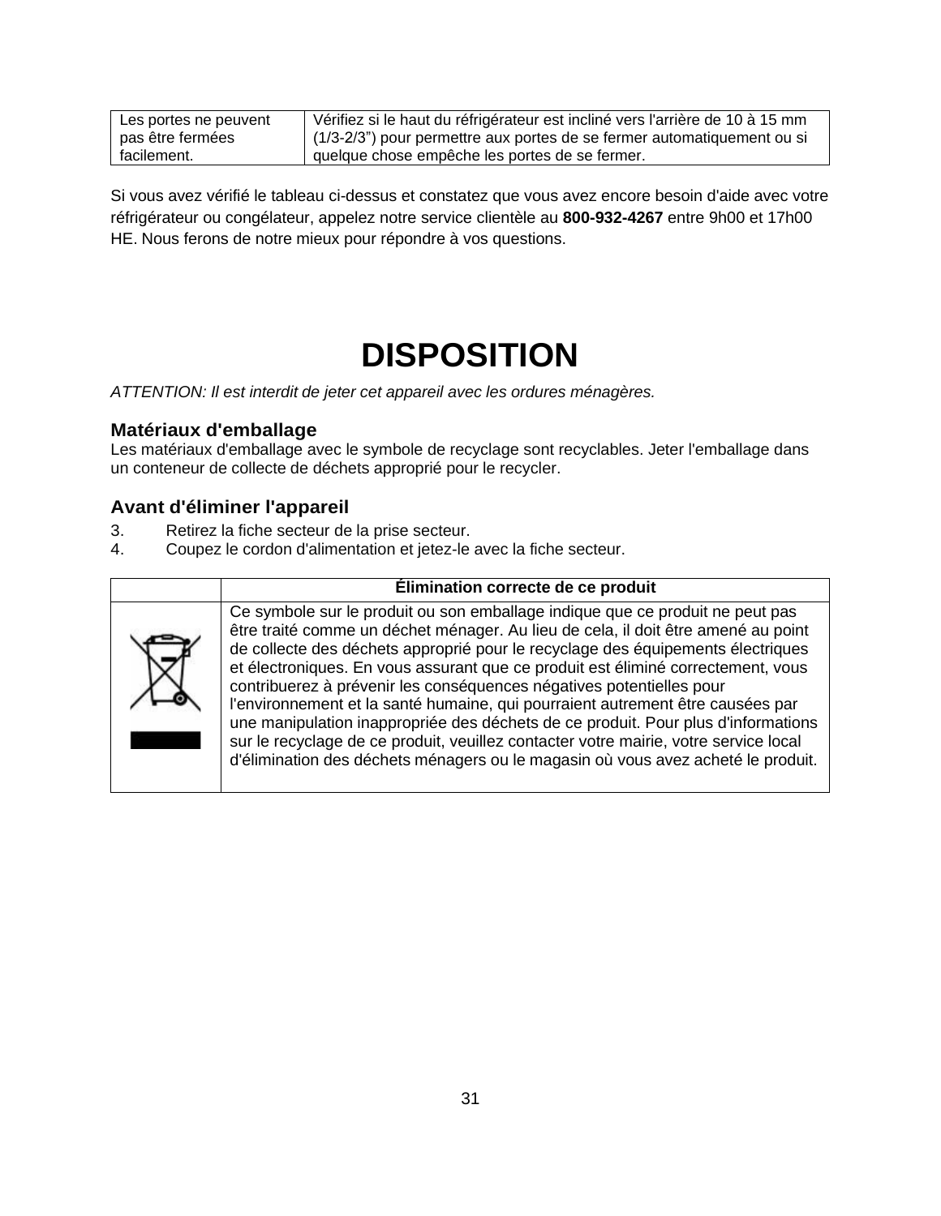| Les portes ne peuvent pas être fermées facilement. | Vérifiez si le haut du réfrigérateur est incliné vers l'arrière de 10 à 15 mm (1/3-2/3") pour permettre aux portes de se fermer automatiquement ou si quelque chose empêche les portes de se fermer. |
|---|---|

Si vous avez vérifié le tableau ci-dessus et constatez que vous avez encore besoin d'aide avec votre réfrigérateur ou congélateur, appelez notre service clientèle au **800-932-4267** entre 9h00 et 17h00 HE. Nous ferons de notre mieux pour répondre à vos questions.

# DISPOSITION

*ATTENTION: Il est interdit de jeter cet appareil avec les ordures ménagères.*

### Matériaux d'emballage

Les matériaux d'emballage avec le symbole de recyclage sont recyclables. Jeter l'emballage dans un conteneur de collecte de déchets approprié pour le recycler.

### Avant d'éliminer l'appareil

3. Retirez la fiche secteur de la prise secteur.
4. Coupez le cordon d'alimentation et jetez-le avec la fiche secteur.

| | **Élimination correcte de ce produit** |
|---|---|
| | Ce symbole sur le produit ou son emballage indique que ce produit ne peut pas être traité comme un déchet ménager. Au lieu de cela, il doit être amené au point de collecte des déchets approprié pour le recyclage des équipements électriques et électroniques. En vous assurant que ce produit est éliminé correctement, vous contribuerez à prévenir les conséquences négatives potentielles pour l'environnement et la santé humaine, qui pourraient autrement être causées par une manipulation inappropriée des déchets de ce produit. Pour plus d'informations sur le recyclage de ce produit, veuillez contacter votre mairie, votre service local d'élimination des déchets ménagers ou le magasin où vous avez acheté le produit. |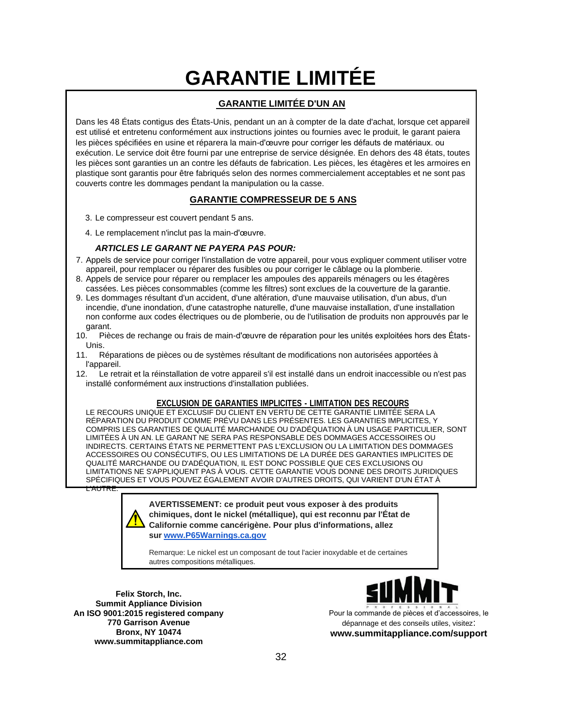# GARANTIE LIMITÉE

## GARANTIE LIMITÉE D'UN AN

Dans les 48 États contigus des États-Unis, pendant un an à compter de la date d'achat, lorsque cet appareil est utilisé et entretenu conformément aux instructions jointes ou fournies avec le produit, le garant paiera les pièces spécifiées en usine et réparera la main-d'œuvre pour corriger les défauts de matériaux. ou exécution. Le service doit être fourni par une entreprise de service désignée. En dehors des 48 états, toutes les pièces sont garanties un an contre les défauts de fabrication. Les pièces, les étagères et les armoires en plastique sont garantis pour être fabriqués selon des normes commercialement acceptables et ne sont pas couverts contre les dommages pendant la manipulation ou la casse.

## GARANTIE COMPRESSEUR DE 5 ANS

3. Le compresseur est couvert pendant 5 ans.
4. Le remplacement n'inclut pas la main-d'œuvre.

***ARTICLES LE GARANT NE PAYERA PAS POUR:***

7. Appels de service pour corriger l'installation de votre appareil, pour vous expliquer comment utiliser votre appareil, pour remplacer ou réparer des fusibles ou pour corriger le câblage ou la plomberie.
8. Appels de service pour réparer ou remplacer les ampoules des appareils ménagers ou les étagères cassées. Les pièces consommables (comme les filtres) sont exclues de la couverture de la garantie.
9. Les dommages résultant d'un accident, d'une altération, d'une mauvaise utilisation, d'un abus, d'un incendie, d'une inondation, d'une catastrophe naturelle, d'une mauvaise installation, d'une installation non conforme aux codes électriques ou de plomberie, ou de l'utilisation de produits non approuvés par le garant.
10. Pièces de rechange ou frais de main-d'œuvre de réparation pour les unités exploitées hors des États-Unis.
11. Réparations de pièces ou de systèmes résultant de modifications non autorisées apportées à l'appareil.
12. Le retrait et la réinstallation de votre appareil s'il est installé dans un endroit inaccessible ou n'est pas installé conformément aux instructions d'installation publiées.

### EXCLUSION DE GARANTIES IMPLICITES - LIMITATION DES RECOURS

LE RECOURS UNIQUE ET EXCLUSIF DU CLIENT EN VERTU DE CETTE GARANTIE LIMITÉE SERA LA RÉPARATION DU PRODUIT COMME PRÉVU DANS LES PRÉSENTES. LES GARANTIES IMPLICITES, Y COMPRIS LES GARANTIES DE QUALITÉ MARCHANDE OU D'ADÉQUATION À UN USAGE PARTICULIER, SONT LIMITÉES À UN AN. LE GARANT NE SERA PAS RESPONSABLE DES DOMMAGES ACCESSOIRES OU INDIRECTS. CERTAINS ÉTATS NE PERMETTENT PAS L'EXCLUSION OU LA LIMITATION DES DOMMAGES ACCESSOIRES OU CONSÉCUTIFS, OU LES LIMITATIONS DE LA DURÉE DES GARANTIES IMPLICITES DE QUALITÉ MARCHANDE OU D'ADÉQUATION, IL EST DONC POSSIBLE QUE CES EXCLUSIONS OU LIMITATIONS NE S'APPLIQUENT PAS À VOUS. CETTE GARANTIE VOUS DONNE DES DROITS JURIDIQUES SPÉCIFIQUES ET VOUS POUVEZ ÉGALEMENT AVOIR D'AUTRES DROITS, QUI VARIENT D'UN ÉTAT À L'AUTRE.

**AVERTISSEMENT: ce produit peut vous exposer à des produits chimiques, dont le nickel (métallique), qui est reconnu par l'État de Californie comme cancérigène. Pour plus d'informations, allez sur [www.P65Warnings.ca.gov](http://www.P65Warnings.ca.gov)**

Remarque: Le nickel est un composant de tout l'acier inoxydable et de certaines autres compositions métalliques.

**Felix Storch, Inc.**
**Summit Appliance Division**
**An ISO 9001:2015 registered company**
**770 Garrison Avenue**
**Bronx, NY 10474**
**www.summitappliance.com**

SUMMIT PROFESSIONAL

Pour la commande de pièces et d'accessoires, le dépannage et des conseils utiles, visitez:
**www.summitappliance.com/support**